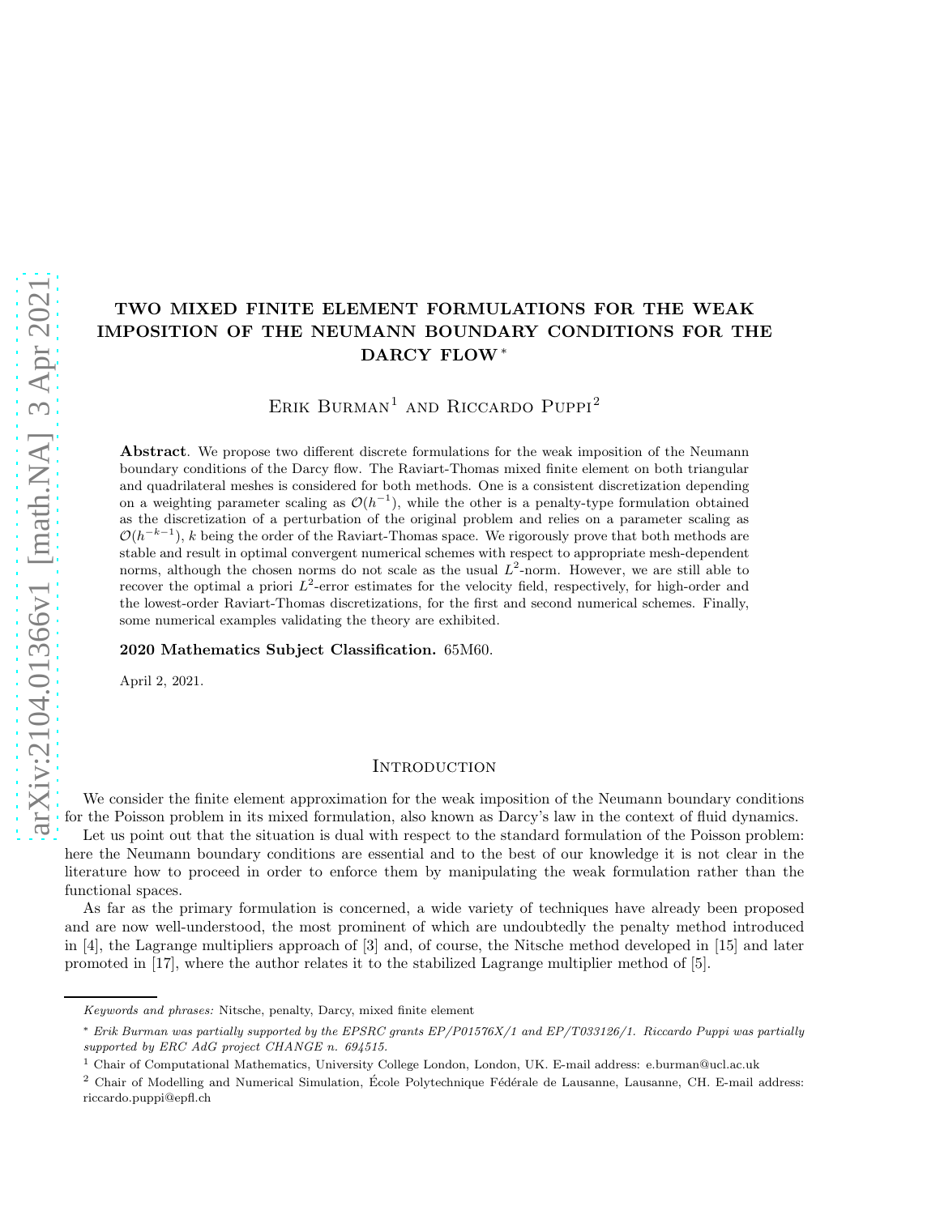# TWO MIXED FINITE ELEMENT FORMULATIONS FOR THE WEAK IMPOSITION OF THE NEUMANN BOUNDARY CONDITIONS FOR THE DARCY FLOW *

Erik Burman[1] and Riccardo Puppi[2]

**Abstract**. We propose two different discrete formulations for the weak imposition of the Neumann boundary conditions of the Darcy flow. The Raviart-Thomas mixed finite element on both triangular and quadrilateral meshes is considered for both methods. One is a consistent discretization depending on a weighting parameter scaling as $\mathcal{O}(h^{-1})$, while the other is a penalty-type formulation obtained as the discretization of a perturbation of the original problem and relies on a parameter scaling as $\mathcal{O}(h^{-k-1})$, $k$ being the order of the Raviart-Thomas space. We rigorously prove that both methods are stable and result in optimal convergent numerical schemes with respect to appropriate mesh-dependent norms, although the chosen norms do not scale as the usual $L^2$-norm. However, we are still able to recover the optimal a priori $L^2$-error estimates for the velocity field, respectively, for high-order and the lowest-order Raviart-Thomas discretizations, for the first and second numerical schemes. Finally, some numerical examples validating the theory are exhibited.

**2020 Mathematics Subject Classification.** 65M60.

April 2, 2021.

## Introduction

We consider the finite element approximation for the weak imposition of the Neumann boundary conditions for the Poisson problem in its mixed formulation, also known as Darcy's law in the context of fluid dynamics.

Let us point out that the situation is dual with respect to the standard formulation of the Poisson problem: here the Neumann boundary conditions are essential and to the best of our knowledge it is not clear in the literature how to proceed in order to enforce them by manipulating the weak formulation rather than the functional spaces.

As far as the primary formulation is concerned, a wide variety of techniques have already been proposed and are now well-understood, the most prominent of which are undoubtedly the penalty method introduced in [4], the Lagrange multipliers approach of [3] and, of course, the Nitsche method developed in [15] and later promoted in [17], where the author relates it to the stabilized Lagrange multiplier method of [5].

---

*Keywords and phrases:* Nitsche, penalty, Darcy, mixed finite element

\* *Erik Burman was partially supported by the EPSRC grants EP/P01576X/1 and EP/T033126/1. Riccardo Puppi was partially supported by ERC AdG project CHANGE n. 694515.*

[1] Chair of Computational Mathematics, University College London, London, UK. E-mail address: e.burman@ucl.ac.uk

[2] Chair of Modelling and Numerical Simulation, École Polytechnique Fédérale de Lausanne, Lausanne, CH. E-mail address: riccardo.puppi@epfl.ch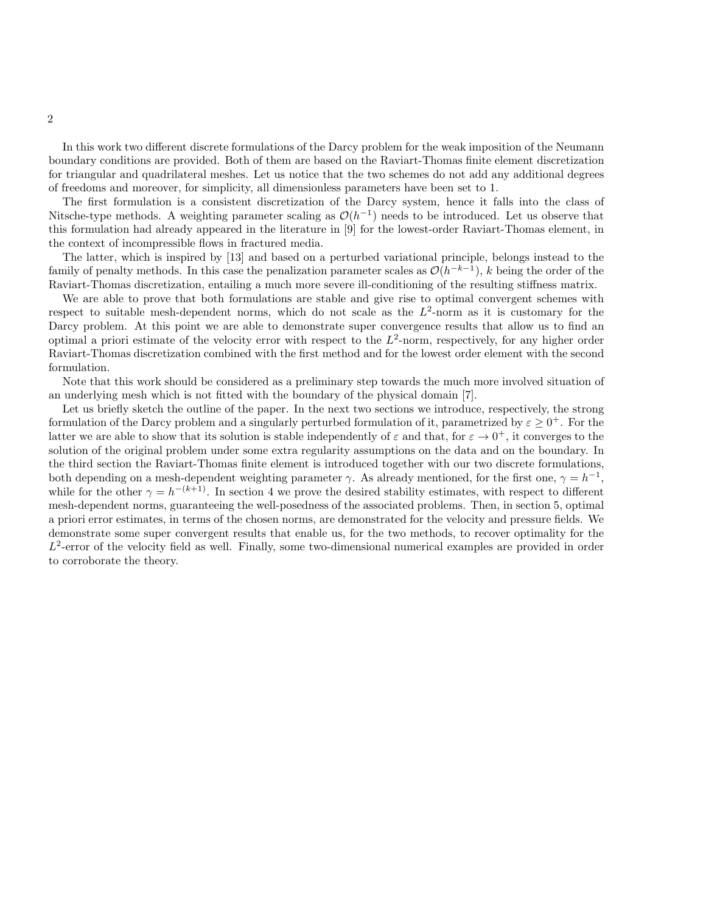In this work two different discrete formulations of the Darcy problem for the weak imposition of the Neumann boundary conditions are provided. Both of them are based on the Raviart-Thomas finite element discretization for triangular and quadrilateral meshes. Let us notice that the two schemes do not add any additional degrees of freedoms and moreover, for simplicity, all dimensionless parameters have been set to 1.

The first formulation is a consistent discretization of the Darcy system, hence it falls into the class of Nitsche-type methods. A weighting parameter scaling as $\mathcal{O}(h^{-1})$ needs to be introduced. Let us observe that this formulation had already appeared in the literature in [9] for the lowest-order Raviart-Thomas element, in the context of incompressible flows in fractured media.

The latter, which is inspired by [13] and based on a perturbed variational principle, belongs instead to the family of penalty methods. In this case the penalization parameter scales as $\mathcal{O}(h^{-k-1})$, $k$ being the order of the Raviart-Thomas discretization, entailing a much more severe ill-conditioning of the resulting stiffness matrix.

We are able to prove that both formulations are stable and give rise to optimal convergent schemes with respect to suitable mesh-dependent norms, which do not scale as the $L^2$-norm as it is customary for the Darcy problem. At this point we are able to demonstrate super convergence results that allow us to find an optimal a priori estimate of the velocity error with respect to the $L^2$-norm, respectively, for any higher order Raviart-Thomas discretization combined with the first method and for the lowest order element with the second formulation.

Note that this work should be considered as a preliminary step towards the much more involved situation of an underlying mesh which is not fitted with the boundary of the physical domain [7].

Let us briefly sketch the outline of the paper. In the next two sections we introduce, respectively, the strong formulation of the Darcy problem and a singularly perturbed formulation of it, parametrized by $\varepsilon \geq 0^+$. For the latter we are able to show that its solution is stable independently of $\varepsilon$ and that, for $\varepsilon \to 0^+$, it converges to the solution of the original problem under some extra regularity assumptions on the data and on the boundary. In the third section the Raviart-Thomas finite element is introduced together with our two discrete formulations, both depending on a mesh-dependent weighting parameter $\gamma$. As already mentioned, for the first one, $\gamma = h^{-1}$, while for the other $\gamma = h^{-(k+1)}$. In section 4 we prove the desired stability estimates, with respect to different mesh-dependent norms, guaranteeing the well-posedness of the associated problems. Then, in section 5, optimal a priori error estimates, in terms of the chosen norms, are demonstrated for the velocity and pressure fields. We demonstrate some super convergent results that enable us, for the two methods, to recover optimality for the $L^2$-error of the velocity field as well. Finally, some two-dimensional numerical examples are provided in order to corroborate the theory.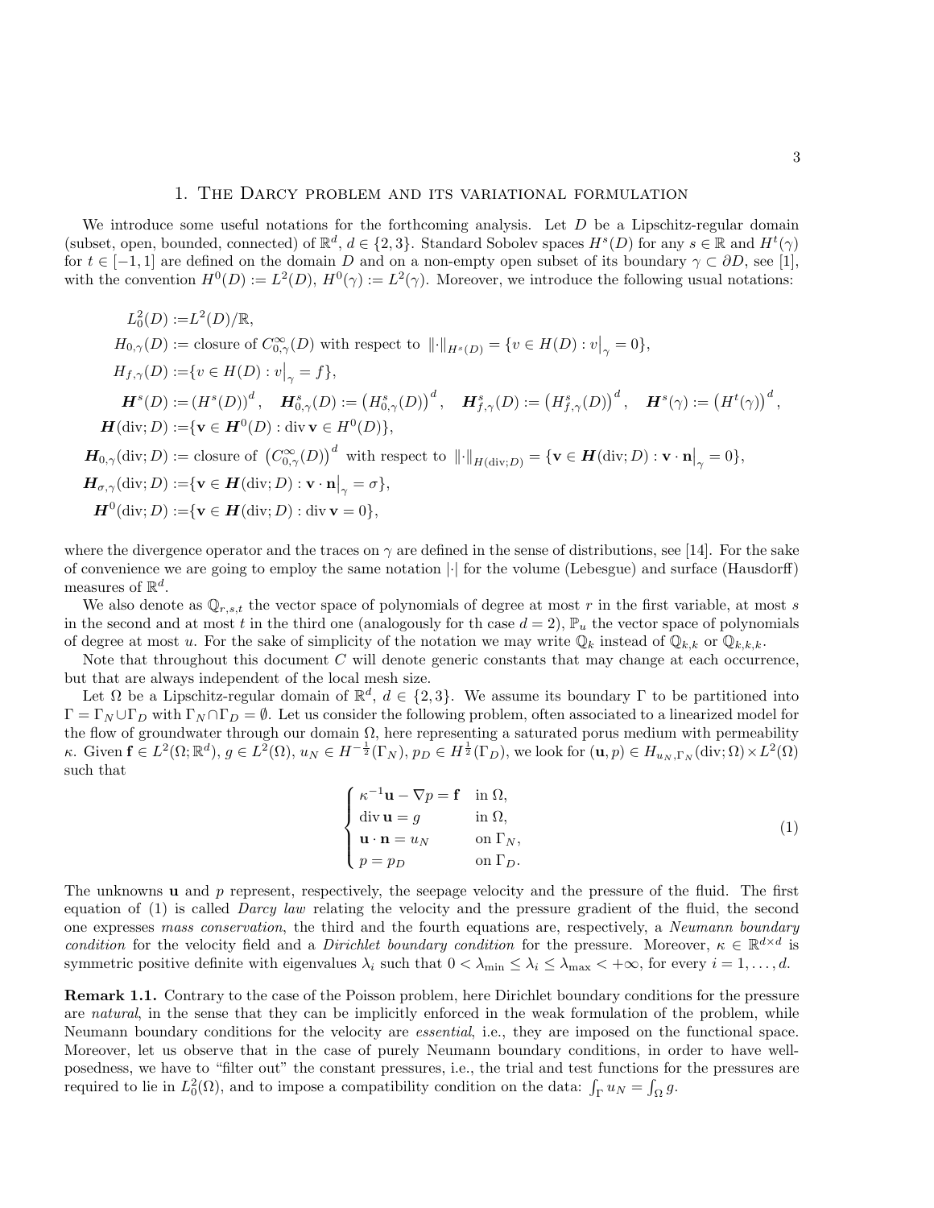## 1. The Darcy problem and its variational formulation

We introduce some useful notations for the forthcoming analysis. Let $D$ be a Lipschitz-regular domain (subset, open, bounded, connected) of $\mathbb{R}^d$, $d \in \{2,3\}$. Standard Sobolev spaces $H^s(D)$ for any $s \in \mathbb{R}$ and $H^t(\gamma)$ for $t \in [-1,1]$ are defined on the domain $D$ and on a non-empty open subset of its boundary $\gamma \subset \partial D$, see [1], with the convention $H^0(D) := L^2(D)$, $H^0(\gamma) := L^2(\gamma)$. Moreover, we introduce the following usual notations:

$$
\begin{aligned}
L^2_0(D) :=& L^2(D)/\mathbb{R},\\
H_{0,\gamma}(D) :=& \text{ closure of } C^\infty_{0,\gamma}(D) \text{ with respect to } \|\cdot\|_{H^s(D)} = \{v \in H(D) : v\big|_\gamma = 0\},\\
H_{f,\gamma}(D) :=& \{v \in H(D) : v\big|_\gamma = f\},\\
\boldsymbol{H}^s(D) :=& \left(H^s(D)\right)^d, \quad \boldsymbol{H}^s_{0,\gamma}(D) := \left(H^s_{0,\gamma}(D)\right)^d, \quad \boldsymbol{H}^s_{f,\gamma}(D) := \left(H^s_{f,\gamma}(D)\right)^d, \quad \boldsymbol{H}^s(\gamma) := \left(H^t(\gamma)\right)^d,\\
\boldsymbol{H}(\mathrm{div}; D) :=& \{\mathbf{v} \in \boldsymbol{H}^0(D) : \mathrm{div}\, \mathbf{v} \in H^0(D)\},\\
\boldsymbol{H}_{0,\gamma}(\mathrm{div}; D) :=& \text{ closure of } \left(C^\infty_{0,\gamma}(D)\right)^d \text{ with respect to } \|\cdot\|_{H(\mathrm{div};D)} = \{\mathbf{v} \in \boldsymbol{H}(\mathrm{div}; D) : \mathbf{v}\cdot\mathbf{n}\big|_\gamma = 0\},\\
\boldsymbol{H}_{\sigma,\gamma}(\mathrm{div}; D) :=& \{\mathbf{v} \in \boldsymbol{H}(\mathrm{div}; D) : \mathbf{v}\cdot\mathbf{n}\big|_\gamma = \sigma\},\\
\boldsymbol{H}^0(\mathrm{div}; D) :=& \{\mathbf{v} \in \boldsymbol{H}(\mathrm{div}; D) : \mathrm{div}\, \mathbf{v} = 0\},
\end{aligned}
$$

where the divergence operator and the traces on $\gamma$ are defined in the sense of distributions, see [14]. For the sake of convenience we are going to employ the same notation $|\cdot|$ for the volume (Lebesgue) and surface (Hausdorff) measures of $\mathbb{R}^d$.

We also denote as $\mathbb{Q}_{r,s,t}$ the vector space of polynomials of degree at most $r$ in the first variable, at most $s$ in the second and at most $t$ in the third one (analogously for th case $d = 2$), $\mathbb{P}_u$ the vector space of polynomials of degree at most $u$. For the sake of simplicity of the notation we may write $\mathbb{Q}_k$ instead of $\mathbb{Q}_{k,k}$ or $\mathbb{Q}_{k,k,k}$.

Note that throughout this document $C$ will denote generic constants that may change at each occurrence, but that are always independent of the local mesh size.

Let $\Omega$ be a Lipschitz-regular domain of $\mathbb{R}^d$, $d \in \{2,3\}$. We assume its boundary $\Gamma$ to be partitioned into $\Gamma = \Gamma_N \cup \Gamma_D$ with $\Gamma_N \cap \Gamma_D = \emptyset$. Let us consider the following problem, often associated to a linearized model for the flow of groundwater through our domain $\Omega$, here representing a saturated porus medium with permeability $\kappa$. Given $\mathbf{f} \in L^2(\Omega;\mathbb{R}^d)$, $g \in L^2(\Omega)$, $u_N \in H^{-\frac{1}{2}}(\Gamma_N)$, $p_D \in H^{\frac{1}{2}}(\Gamma_D)$, we look for $(\mathbf{u}, p) \in H_{u_N,\Gamma_N}(\mathrm{div};\Omega) \times L^2(\Omega)$ such that

$$
\begin{cases}
\kappa^{-1}\mathbf{u} - \nabla p = \mathbf{f} & \text{in } \Omega,\\
\mathrm{div}\, \mathbf{u} = g & \text{in } \Omega,\\
\mathbf{u}\cdot\mathbf{n} = u_N & \text{on } \Gamma_N,\\
p = p_D & \text{on } \Gamma_D.
\end{cases}
\tag{1}
$$

The unknowns $\mathbf{u}$ and $p$ represent, respectively, the seepage velocity and the pressure of the fluid. The first equation of (1) is called *Darcy law* relating the velocity and the pressure gradient of the fluid, the second one expresses *mass conservation*, the third and the fourth equations are, respectively, a *Neumann boundary condition* for the velocity field and a *Dirichlet boundary condition* for the pressure. Moreover, $\kappa \in \mathbb{R}^{d\times d}$ is symmetric positive definite with eigenvalues $\lambda_i$ such that $0 < \lambda_{\min} \le \lambda_i \le \lambda_{\max} < +\infty$, for every $i = 1, \ldots, d$.

**Remark 1.1.** Contrary to the case of the Poisson problem, here Dirichlet boundary conditions for the pressure are *natural*, in the sense that they can be implicitly enforced in the weak formulation of the problem, while Neumann boundary conditions for the velocity are *essential*, i.e., they are imposed on the functional space. Moreover, let us observe that in the case of purely Neumann boundary conditions, in order to have well-posedness, we have to "filter out" the constant pressures, i.e., the trial and test functions for the pressures are required to lie in $L^2_0(\Omega)$, and to impose a compatibility condition on the data: $\int_\Gamma u_N = \int_\Omega g$.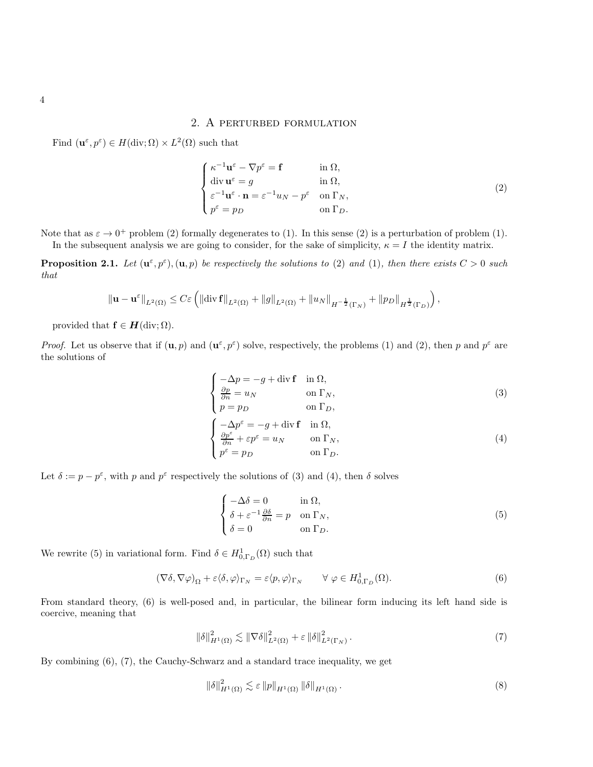## 2. A perturbed formulation

Find $(\mathbf{u}^\varepsilon, p^\varepsilon) \in H(\mathrm{div};\Omega) \times L^2(\Omega)$ such that

$$
\begin{cases}
\kappa^{-1}\mathbf{u}^\varepsilon - \nabla p^\varepsilon = \mathbf{f} & \text{in } \Omega,\\
\operatorname{div} \mathbf{u}^\varepsilon = g & \text{in } \Omega,\\
\varepsilon^{-1}\mathbf{u}^\varepsilon \cdot \mathbf{n} = \varepsilon^{-1} u_N - p^\varepsilon & \text{on } \Gamma_N,\\
p^\varepsilon = p_D & \text{on } \Gamma_D.
\end{cases}
\tag{2}
$$

Note that as $\varepsilon \to 0^+$ problem (2) formally degenerates to (1). In this sense (2) is a perturbation of problem (1).

In the subsequent analysis we are going to consider, for the sake of simplicity, $\kappa = I$ the identity matrix.

**Proposition 2.1.** *Let $(\mathbf{u}^\varepsilon, p^\varepsilon), (\mathbf{u}, p)$ be respectively the solutions to (2) and (1), then there exists $C > 0$ such that*

$$
\|\mathbf{u} - \mathbf{u}^\varepsilon\|_{L^2(\Omega)} \leq C\varepsilon \left( \|\operatorname{div} \mathbf{f}\|_{L^2(\Omega)} + \|g\|_{L^2(\Omega)} + \|u_N\|_{H^{-\frac{1}{2}}(\Gamma_N)} + \|p_D\|_{H^{\frac{1}{2}}(\Gamma_D)} \right),
$$

provided that $\mathbf{f} \in \boldsymbol{H}(\mathrm{div};\Omega)$.

*Proof.* Let us observe that if $(\mathbf{u}, p)$ and $(\mathbf{u}^\varepsilon, p^\varepsilon)$ solve, respectively, the problems (1) and (2), then $p$ and $p^\varepsilon$ are the solutions of

$$
\begin{cases}
-\Delta p = -g + \operatorname{div} \mathbf{f} & \text{in } \Omega,\\
\frac{\partial p}{\partial n} = u_N & \text{on } \Gamma_N,\\
p = p_D & \text{on } \Gamma_D,
\end{cases}
\tag{3}
$$

$$
\begin{cases}
-\Delta p^\varepsilon = -g + \operatorname{div} \mathbf{f} & \text{in } \Omega,\\
\frac{\partial p^\varepsilon}{\partial n} + \varepsilon p^\varepsilon = u_N & \text{on } \Gamma_N,\\
p^\varepsilon = p_D & \text{on } \Gamma_D.
\end{cases}
\tag{4}
$$

Let $\delta := p - p^\varepsilon$, with $p$ and $p^\varepsilon$ respectively the solutions of (3) and (4), then $\delta$ solves

$$
\begin{cases}
-\Delta \delta = 0 & \text{in } \Omega,\\
\delta + \varepsilon^{-1}\frac{\partial \delta}{\partial n} = p & \text{on } \Gamma_N,\\
\delta = 0 & \text{on } \Gamma_D.
\end{cases}
\tag{5}
$$

We rewrite (5) in variational form. Find $\delta \in H^1_{0,\Gamma_D}(\Omega)$ such that

$$
(\nabla \delta, \nabla \varphi)_\Omega + \varepsilon \langle \delta, \varphi \rangle_{\Gamma_N} = \varepsilon \langle p, \varphi \rangle_{\Gamma_N} \qquad \forall\ \varphi \in H^1_{0,\Gamma_D}(\Omega).
\tag{6}
$$

From standard theory, (6) is well-posed and, in particular, the bilinear form inducing its left hand side is coercive, meaning that

$$
\|\delta\|^2_{H^1(\Omega)} \lesssim \|\nabla \delta\|^2_{L^2(\Omega)} + \varepsilon \|\delta\|^2_{L^2(\Gamma_N)}.
\tag{7}
$$

By combining (6), (7), the Cauchy-Schwarz and a standard trace inequality, we get

$$
\|\delta\|^2_{H^1(\Omega)} \lesssim \varepsilon \|p\|_{H^1(\Omega)} \|\delta\|_{H^1(\Omega)}.
\tag{8}
$$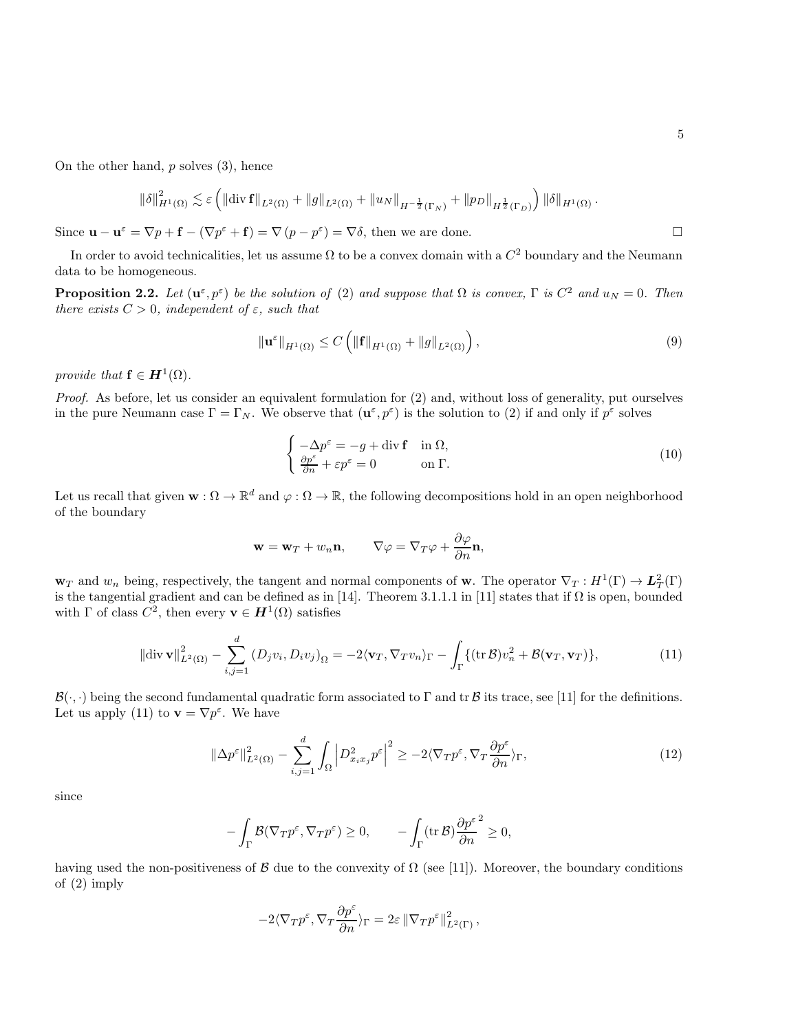On the other hand, $p$ solves (3), hence

$$\|\delta\|^2_{H^1(\Omega)} \lesssim \varepsilon \left( \|\operatorname{div} \mathbf{f}\|_{L^2(\Omega)} + \|g\|_{L^2(\Omega)} + \|u_N\|_{H^{-\frac{1}{2}}(\Gamma_N)} + \|p_D\|_{H^{\frac{1}{2}}(\Gamma_D)} \right) \|\delta\|_{H^1(\Omega)} .$$

Since $\mathbf{u} - \mathbf{u}^\varepsilon = \nabla p + \mathbf{f} - (\nabla p^\varepsilon + \mathbf{f}) = \nabla (p - p^\varepsilon) = \nabla \delta$, then we are done. □

In order to avoid technicalities, let us assume $\Omega$ to be a convex domain with a $C^2$ boundary and the Neumann data to be homogeneous.

**Proposition 2.2.** *Let $(\mathbf{u}^\varepsilon, p^\varepsilon)$ be the solution of (2) and suppose that $\Omega$ is convex, $\Gamma$ is $C^2$ and $u_N = 0$. Then there exists $C > 0$, independent of $\varepsilon$, such that*

$$\|\mathbf{u}^\varepsilon\|_{H^1(\Omega)} \leq C \left( \|\mathbf{f}\|_{H^1(\Omega)} + \|g\|_{L^2(\Omega)} \right), \tag{9}$$

*provide that $\mathbf{f} \in \boldsymbol{H}^1(\Omega)$.*

*Proof.* As before, let us consider an equivalent formulation for (2) and, without loss of generality, put ourselves in the pure Neumann case $\Gamma = \Gamma_N$. We observe that $(\mathbf{u}^\varepsilon, p^\varepsilon)$ is the solution to (2) if and only if $p^\varepsilon$ solves

$$\begin{cases} -\Delta p^\varepsilon = -g + \operatorname{div} \mathbf{f} & \text{in } \Omega, \\ \frac{\partial p^\varepsilon}{\partial n} + \varepsilon p^\varepsilon = 0 & \text{on } \Gamma. \end{cases} \tag{10}$$

Let us recall that given $\mathbf{w} : \Omega \to \mathbb{R}^d$ and $\varphi : \Omega \to \mathbb{R}$, the following decompositions hold in an open neighborhood of the boundary

$$\mathbf{w} = \mathbf{w}_T + w_n \mathbf{n}, \qquad \nabla \varphi = \nabla_T \varphi + \frac{\partial \varphi}{\partial n} \mathbf{n},$$

$\mathbf{w}_T$ and $w_n$ being, respectively, the tangent and normal components of $\mathbf{w}$. The operator $\nabla_T : H^1(\Gamma) \to \boldsymbol{L}^2_T(\Gamma)$ is the tangential gradient and can be defined as in [14]. Theorem 3.1.1.1 in [11] states that if $\Omega$ is open, bounded with $\Gamma$ of class $C^2$, then every $\mathbf{v} \in \boldsymbol{H}^1(\Omega)$ satisfies

$$\|\operatorname{div} \mathbf{v}\|^2_{L^2(\Omega)} - \sum_{i,j=1}^{d} (D_j v_i, D_i v_j)_\Omega = -2 \langle \mathbf{v}_T, \nabla_T v_n \rangle_\Gamma - \int_\Gamma \{ (\operatorname{tr} \mathcal{B}) v_n^2 + \mathcal{B}(\mathbf{v}_T, \mathbf{v}_T) \}, \tag{11}$$

$\mathcal{B}(\cdot, \cdot)$ being the second fundamental quadratic form associated to $\Gamma$ and $\operatorname{tr} \mathcal{B}$ its trace, see [11] for the definitions. Let us apply (11) to $\mathbf{v} = \nabla p^\varepsilon$. We have

$$\|\Delta p^\varepsilon\|^2_{L^2(\Omega)} - \sum_{i,j=1}^{d} \int_\Omega \left| D^2_{x_i x_j} p^\varepsilon \right|^2 \geq -2 \langle \nabla_T p^\varepsilon, \nabla_T \frac{\partial p^\varepsilon}{\partial n} \rangle_\Gamma, \tag{12}$$

since

$$-\int_\Gamma \mathcal{B}(\nabla_T p^\varepsilon, \nabla_T p^\varepsilon) \geq 0, \qquad -\int_\Gamma (\operatorname{tr} \mathcal{B}) \frac{\partial p^\varepsilon}{\partial n}^2 \geq 0,$$

having used the non-positiveness of $\mathcal{B}$ due to the convexity of $\Omega$ (see [11]). Moreover, the boundary conditions of (2) imply

$$-2 \langle \nabla_T p^\varepsilon, \nabla_T \frac{\partial p^\varepsilon}{\partial n} \rangle_\Gamma = 2\varepsilon \|\nabla_T p^\varepsilon\|^2_{L^2(\Gamma)},$$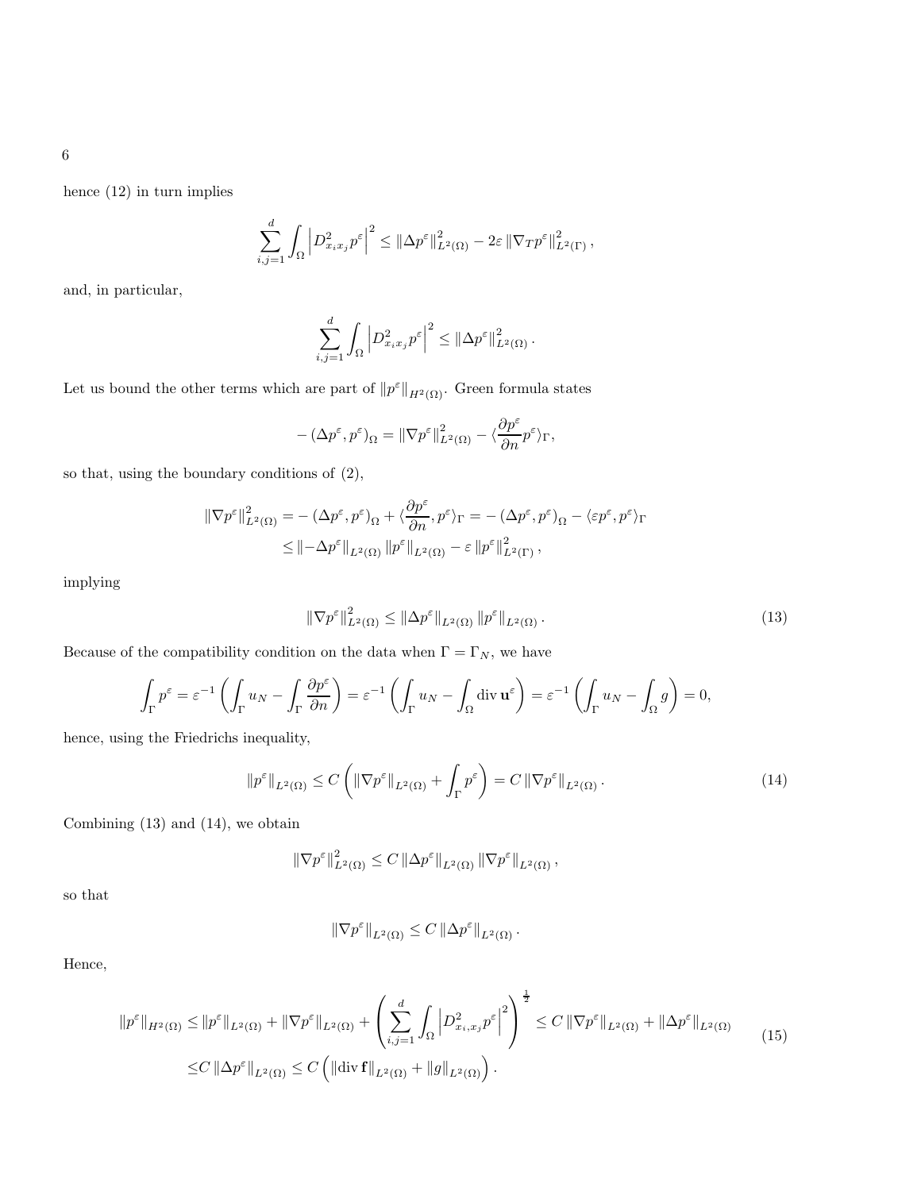hence (12) in turn implies

$$
\sum_{i,j=1}^{d} \int_{\Omega} \left| D^2_{x_i x_j} p^{\varepsilon} \right|^2 \leq \left\| \Delta p^{\varepsilon} \right\|^2_{L^2(\Omega)} - 2\varepsilon \left\| \nabla_T p^{\varepsilon} \right\|^2_{L^2(\Gamma)},
$$

and, in particular,

$$
\sum_{i,j=1}^{d} \int_{\Omega} \left| D^2_{x_i x_j} p^{\varepsilon} \right|^2 \leq \left\| \Delta p^{\varepsilon} \right\|^2_{L^2(\Omega)}.
$$

Let us bound the other terms which are part of $\|p^{\varepsilon}\|_{H^2(\Omega)}$. Green formula states

$$
-\left(\Delta p^{\varepsilon}, p^{\varepsilon}\right)_{\Omega} = \left\| \nabla p^{\varepsilon} \right\|^2_{L^2(\Omega)} - \langle \frac{\partial p^{\varepsilon}}{\partial n} p^{\varepsilon} \rangle_{\Gamma},
$$

so that, using the boundary conditions of (2),

$$
\begin{aligned}
\left\| \nabla p^{\varepsilon} \right\|^2_{L^2(\Omega)} &= -\left(\Delta p^{\varepsilon}, p^{\varepsilon}\right)_{\Omega} + \langle \frac{\partial p^{\varepsilon}}{\partial n}, p^{\varepsilon} \rangle_{\Gamma} = -\left(\Delta p^{\varepsilon}, p^{\varepsilon}\right)_{\Omega} - \langle \varepsilon p^{\varepsilon}, p^{\varepsilon} \rangle_{\Gamma} \\
&\leq \left\| -\Delta p^{\varepsilon} \right\|_{L^2(\Omega)} \left\| p^{\varepsilon} \right\|_{L^2(\Omega)} - \varepsilon \left\| p^{\varepsilon} \right\|^2_{L^2(\Gamma)},
\end{aligned}
$$

implying

$$
\left\| \nabla p^{\varepsilon} \right\|^2_{L^2(\Omega)} \leq \left\| \Delta p^{\varepsilon} \right\|_{L^2(\Omega)} \left\| p^{\varepsilon} \right\|_{L^2(\Omega)}. \tag{13}
$$

Because of the compatibility condition on the data when $\Gamma = \Gamma_N$, we have

$$
\int_{\Gamma} p^{\varepsilon} = \varepsilon^{-1} \left( \int_{\Gamma} u_N - \int_{\Gamma} \frac{\partial p^{\varepsilon}}{\partial n} \right) = \varepsilon^{-1} \left( \int_{\Gamma} u_N - \int_{\Omega} \operatorname{div} \mathbf{u}^{\varepsilon} \right) = \varepsilon^{-1} \left( \int_{\Gamma} u_N - \int_{\Omega} g \right) = 0,
$$

hence, using the Friedrichs inequality,

$$
\left\| p^{\varepsilon} \right\|_{L^2(\Omega)} \leq C \left( \left\| \nabla p^{\varepsilon} \right\|_{L^2(\Omega)} + \int_{\Gamma} p^{\varepsilon} \right) = C \left\| \nabla p^{\varepsilon} \right\|_{L^2(\Omega)}. \tag{14}
$$

Combining (13) and (14), we obtain

$$
\left\| \nabla p^{\varepsilon} \right\|^2_{L^2(\Omega)} \leq C \left\| \Delta p^{\varepsilon} \right\|_{L^2(\Omega)} \left\| \nabla p^{\varepsilon} \right\|_{L^2(\Omega)},
$$

so that

$$
\left\| \nabla p^{\varepsilon} \right\|_{L^2(\Omega)} \leq C \left\| \Delta p^{\varepsilon} \right\|_{L^2(\Omega)}.
$$

Hence,

$$
\begin{aligned}
\left\| p^{\varepsilon} \right\|_{H^2(\Omega)} &\leq \left\| p^{\varepsilon} \right\|_{L^2(\Omega)} + \left\| \nabla p^{\varepsilon} \right\|_{L^2(\Omega)} + \left( \sum_{i,j=1}^{d} \int_{\Omega} \left| D^2_{x_i, x_j} p^{\varepsilon} \right|^2 \right)^{\frac{1}{2}} \leq C \left\| \nabla p^{\varepsilon} \right\|_{L^2(\Omega)} + \left\| \Delta p^{\varepsilon} \right\|_{L^2(\Omega)} \\
&\leq C \left\| \Delta p^{\varepsilon} \right\|_{L^2(\Omega)} \leq C \left( \left\| \operatorname{div} \mathbf{f} \right\|_{L^2(\Omega)} + \left\| g \right\|_{L^2(\Omega)} \right).
\end{aligned} \tag{15}
$$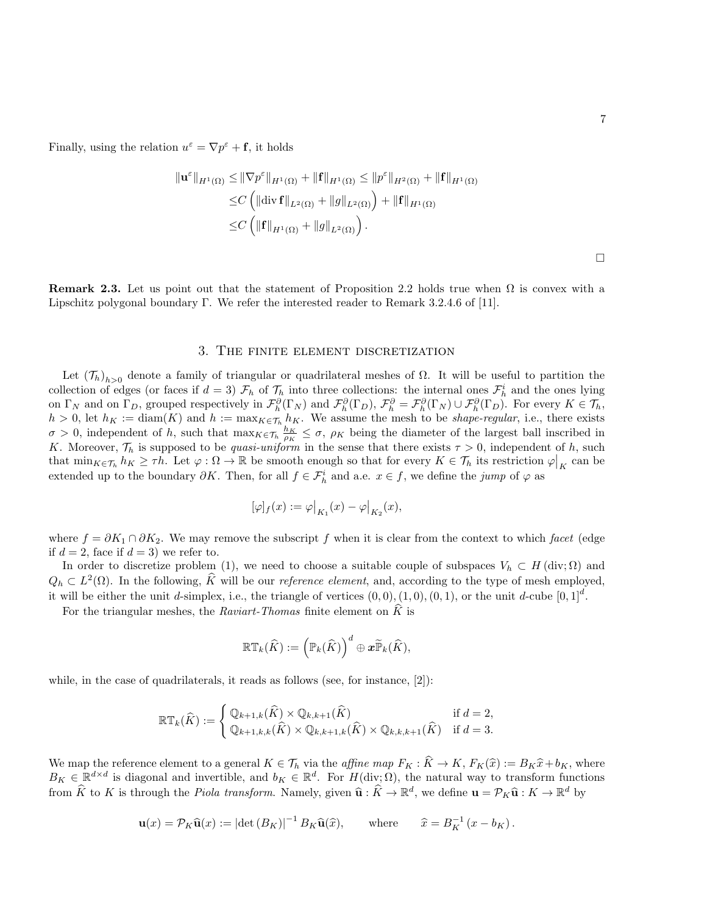Finally, using the relation $u^\varepsilon = \nabla p^\varepsilon + \mathbf{f}$, it holds

$$
\begin{aligned}
\|\mathbf{u}^\varepsilon\|_{H^1(\Omega)} &\leq \|\nabla p^\varepsilon\|_{H^1(\Omega)} + \|\mathbf{f}\|_{H^1(\Omega)} \leq \|p^\varepsilon\|_{H^2(\Omega)} + \|\mathbf{f}\|_{H^1(\Omega)} \\
&\leq C\left(\|\operatorname{div}\mathbf{f}\|_{L^2(\Omega)} + \|g\|_{L^2(\Omega)}\right) + \|\mathbf{f}\|_{H^1(\Omega)} \\
&\leq C\left(\|\mathbf{f}\|_{H^1(\Omega)} + \|g\|_{L^2(\Omega)}\right).
\end{aligned}
$$

□

**Remark 2.3.** Let us point out that the statement of Proposition 2.2 holds true when $\Omega$ is convex with a Lipschitz polygonal boundary $\Gamma$. We refer the interested reader to Remark 3.2.4.6 of [11].

## 3. The finite element discretization

Let $(\mathcal{T}_h)_{h>0}$ denote a family of triangular or quadrilateral meshes of $\Omega$. It will be useful to partition the collection of edges (or faces if $d=3$) $\mathcal{F}_h$ of $\mathcal{T}_h$ into three collections: the internal ones $\mathcal{F}_h^i$ and the ones lying on $\Gamma_N$ and on $\Gamma_D$, grouped respectively in $\mathcal{F}_h^\partial(\Gamma_N)$ and $\mathcal{F}_h^\partial(\Gamma_D)$, $\mathcal{F}_h^\partial = \mathcal{F}_h^\partial(\Gamma_N) \cup \mathcal{F}_h^\partial(\Gamma_D)$. For every $K \in \mathcal{T}_h$, $h>0$, let $h_K := \operatorname{diam}(K)$ and $h := \max_{K\in\mathcal{T}_h} h_K$. We assume the mesh to be *shape-regular*, i.e., there exists $\sigma > 0$, independent of $h$, such that $\max_{K\in\mathcal{T}_h} \frac{h_K}{\rho_K} \leq \sigma$, $\rho_K$ being the diameter of the largest ball inscribed in $K$. Moreover, $\mathcal{T}_h$ is supposed to be *quasi-uniform* in the sense that there exists $\tau > 0$, independent of $h$, such that $\min_{K\in\mathcal{T}_h} h_K \geq \tau h$. Let $\varphi : \Omega \to \mathbb{R}$ be smooth enough so that for every $K \in \mathcal{T}_h$ its restriction $\varphi\big|_K$ can be extended up to the boundary $\partial K$. Then, for all $f \in \mathcal{F}_h^i$ and a.e. $x \in f$, we define the *jump* of $\varphi$ as

$$
[\varphi]_f(x) := \varphi\big|_{K_1}(x) - \varphi\big|_{K_2}(x),
$$

where $f = \partial K_1 \cap \partial K_2$. We may remove the subscript $f$ when it is clear from the context to which *facet* (edge if $d=2$, face if $d=3$) we refer to.

In order to discretize problem (1), we need to choose a suitable couple of subspaces $V_h \subset H(\operatorname{div};\Omega)$ and $Q_h \subset L^2(\Omega)$. In the following, $\widehat{K}$ will be our *reference element*, and, according to the type of mesh employed, it will be either the unit $d$-simplex, i.e., the triangle of vertices $(0,0),(1,0),(0,1)$, or the unit $d$-cube $[0,1]^d$.

For the triangular meshes, the *Raviart-Thomas* finite element on $\widehat{K}$ is

$$
\mathbb{RT}_k(\widehat{K}) := \left(\mathbb{P}_k(\widehat{K})\right)^d \oplus \boldsymbol{x}\widetilde{\mathbb{P}}_k(\widehat{K}),
$$

while, in the case of quadrilaterals, it reads as follows (see, for instance, [2]):

$$
\mathbb{RT}_k(\widehat{K}) := \begin{cases} \mathbb{Q}_{k+1,k}(\widehat{K}) \times \mathbb{Q}_{k,k+1}(\widehat{K}) & \text{if } d=2, \\ \mathbb{Q}_{k+1,k,k}(\widehat{K}) \times \mathbb{Q}_{k,k+1,k}(\widehat{K}) \times \mathbb{Q}_{k,k,k+1}(\widehat{K}) & \text{if } d=3. \end{cases}
$$

We map the reference element to a general $K \in \mathcal{T}_h$ via the *affine map* $F_K : \widehat{K} \to K$, $F_K(\widehat{x}) := B_K\widehat{x} + b_K$, where $B_K \in \mathbb{R}^{d\times d}$ is diagonal and invertible, and $b_K \in \mathbb{R}^d$. For $H(\operatorname{div};\Omega)$, the natural way to transform functions from $\widehat{K}$ to $K$ is through the *Piola transform*. Namely, given $\widehat{\mathbf{u}} : \widehat{K} \to \mathbb{R}^d$, we define $\mathbf{u} = \mathcal{P}_K\widehat{\mathbf{u}} : K \to \mathbb{R}^d$ by

$$
\mathbf{u}(x) = \mathcal{P}_K\widehat{\mathbf{u}}(x) := \left|\det\left(B_K\right)\right|^{-1} B_K\widehat{\mathbf{u}}(\widehat{x}), \qquad \text{where} \qquad \widehat{x} = B_K^{-1}\left(x - b_K\right).
$$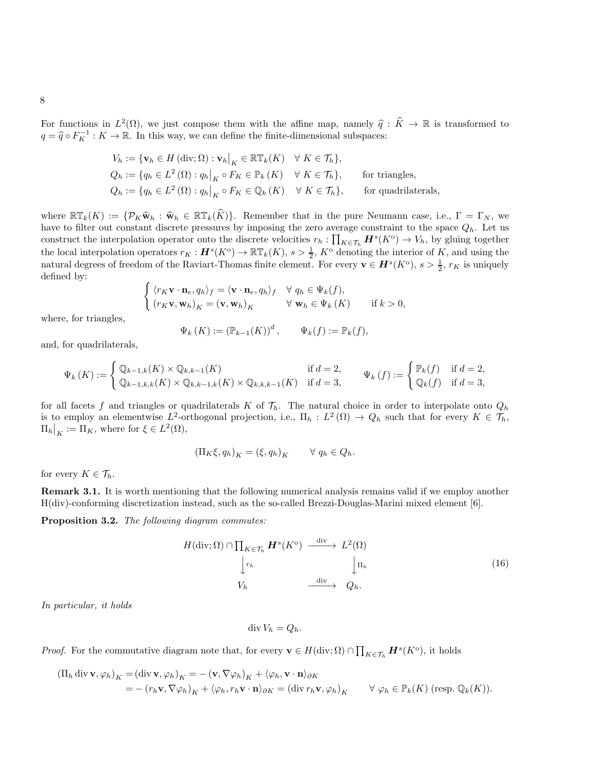For functions in $L^2(\Omega)$, we just compose them with the affine map, namely $\widehat{q} : \widehat{K} \to \mathbb{R}$ is transformed to $q = \widehat{q} \circ F_K^{-1} : K \to \mathbb{R}$. In this way, we can define the finite-dimensional subspaces:

$$
\begin{aligned}
V_h &:= \{\mathbf{v}_h \in H(\operatorname{div};\Omega) : \mathbf{v}_h\big|_K \in \mathbb{RT}_k(K) \quad \forall\, K \in \mathcal{T}_h\},\\
Q_h &:= \{q_h \in L^2(\Omega) : q_h\big|_K \circ F_K \in \mathbb{P}_k(K) \quad \forall\, K \in \mathcal{T}_h\}, \qquad \text{for triangles},\\
Q_h &:= \{q_h \in L^2(\Omega) : q_h\big|_K \circ F_K \in \mathbb{Q}_k(K) \quad \forall\, K \in \mathcal{T}_h\}, \qquad \text{for quadrilaterals},
\end{aligned}
$$

where $\mathbb{RT}_k(K) := \{\mathcal{P}_K \widehat{\mathbf{w}}_h : \widehat{\mathbf{w}}_h \in \mathbb{RT}_k(\widehat{K})\}$. Remember that in the pure Neumann case, i.e., $\Gamma = \Gamma_N$, we have to filter out constant discrete pressures by imposing the zero average constraint to the space $Q_h$. Let us construct the interpolation operator onto the discrete velocities $r_h : \prod_{K\in\mathcal{T}_h} \boldsymbol{H}^s(K^{\mathrm{o}}) \to V_h$, by gluing together the local interpolation operators $r_K : \boldsymbol{H}^s(K^{\mathrm{o}}) \to \mathbb{RT}_k(K)$, $s > \frac{1}{2}$, $K^{\mathrm{o}}$ denoting the interior of $K$, and using the natural degrees of freedom of the Raviart-Thomas finite element. For every $\mathbf{v} \in \boldsymbol{H}^s(K^{\mathrm{o}})$, $s > \frac{1}{2}$, $r_K$ is uniquely defined by:

$$
\begin{cases}
\langle r_K \mathbf{v} \cdot \mathbf{n}_e, q_h \rangle_f = \langle \mathbf{v} \cdot \mathbf{n}_e, q_h \rangle_f & \forall\, q_h \in \Psi_k(f),\\
(r_K \mathbf{v}, \mathbf{w}_h)_K = (\mathbf{v}, \mathbf{w}_h)_K & \forall\, \mathbf{w}_h \in \Psi_k(K) \qquad \text{if } k > 0,
\end{cases}
$$

where, for triangles,

$$
\Psi_k(K) := (\mathbb{P}_{k-1}(K))^d, \qquad \Psi_k(f) := \mathbb{P}_k(f),
$$

and, for quadrilaterals,

$$
\Psi_k(K) := \begin{cases} \mathbb{Q}_{k-1,k}(K) \times \mathbb{Q}_{k,k-1}(K) & \text{if } d = 2,\\ \mathbb{Q}_{k-1,k,k}(K) \times \mathbb{Q}_{k,k-1,k}(K) \times \mathbb{Q}_{k,k,k-1}(K) & \text{if } d = 3,\end{cases} \qquad \Psi_k(f) := \begin{cases} \mathbb{P}_k(f) & \text{if } d = 2,\\ \mathbb{Q}_k(f) & \text{if } d = 3,\end{cases}
$$

for all facets $f$ and triangles or quadrilaterals $K$ of $\mathcal{T}_h$. The natural choice in order to interpolate onto $Q_h$ is to employ an elementwise $L^2$-orthogonal projection, i.e., $\Pi_h : L^2(\Omega) \to Q_h$ such that for every $K \in \mathcal{T}_h$, $\Pi_h\big|_K := \Pi_K$, where for $\xi \in L^2(\Omega)$,

$$
(\Pi_K \xi, q_h)_K = (\xi, q_h)_K \qquad \forall\, q_h \in Q_h.
$$

for every $K \in \mathcal{T}_h$.

**Remark 3.1.** It is worth mentioning that the following numerical analysis remains valid if we employ another H(div)-conforming discretization instead, such as the so-called Brezzi-Douglas-Marini mixed element [6].

**Proposition 3.2.** *The following diagram commutes:*

$$
\begin{array}{ccc}
H(\operatorname{div};\Omega) \cap \prod_{K\in\mathcal{T}_h} \boldsymbol{H}^s(K^{\mathrm{o}}) & \xrightarrow{\ \operatorname{div}\ } & L^2(\Omega)\\
\Big\downarrow r_h & & \Big\downarrow \Pi_h\\
V_h & \xrightarrow{\ \operatorname{div}\ } & Q_h.
\end{array} \tag{16}
$$

*In particular, it holds*

$$
\operatorname{div} V_h = Q_h.
$$

*Proof.* For the commutative diagram note that, for every $\mathbf{v} \in H(\operatorname{div};\Omega) \cap \prod_{K\in\mathcal{T}_h} \boldsymbol{H}^s(K^{\mathrm{o}})$, it holds

$$
\begin{aligned}
(\Pi_h \operatorname{div} \mathbf{v}, \varphi_h)_K &= (\operatorname{div} \mathbf{v}, \varphi_h)_K = -(\mathbf{v}, \nabla\varphi_h)_K + \langle \varphi_h, \mathbf{v}\cdot\mathbf{n}\rangle_{\partial K}\\
&= -(r_h \mathbf{v}, \nabla\varphi_h)_K + \langle \varphi_h, r_h\mathbf{v}\cdot\mathbf{n}\rangle_{\partial K} = (\operatorname{div} r_h \mathbf{v}, \varphi_h)_K \qquad \forall\, \varphi_h \in \mathbb{P}_k(K)\ (\text{resp. } \mathbb{Q}_k(K)).
\end{aligned}
$$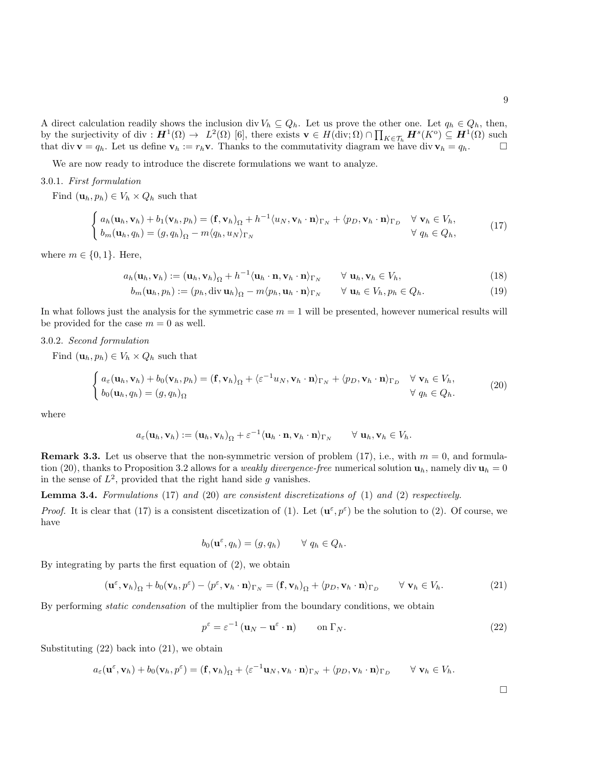A direct calculation readily shows the inclusion $\operatorname{div} V_h \subseteq Q_h$. Let us prove the other one. Let $q_h \in Q_h$, then, by the surjectivity of $\operatorname{div} : \boldsymbol{H}^1(\Omega) \to L^2(\Omega)$ [6], there exists $\mathbf{v} \in H(\operatorname{div};\Omega) \cap \prod_{K\in\mathcal{T}_h} \boldsymbol{H}^s(K^\circ) \subseteq \boldsymbol{H}^1(\Omega)$ such that $\operatorname{div} \mathbf{v} = q_h$. Let us define $\mathbf{v}_h := r_h \mathbf{v}$. Thanks to the commutativity diagram we have $\operatorname{div} \mathbf{v}_h = q_h$. □

We are now ready to introduce the discrete formulations we want to analyze.

### 3.0.1. *First formulation*

Find $(\mathbf{u}_h, p_h) \in V_h \times Q_h$ such that

$$
\begin{cases} a_h(\mathbf{u}_h, \mathbf{v}_h) + b_1(\mathbf{v}_h, p_h) = (\mathbf{f}, \mathbf{v}_h)_\Omega + h^{-1}\langle u_N, \mathbf{v}_h \cdot \mathbf{n}\rangle_{\Gamma_N} + \langle p_D, \mathbf{v}_h \cdot \mathbf{n}\rangle_{\Gamma_D} & \forall\ \mathbf{v}_h \in V_h, \\ b_m(\mathbf{u}_h, q_h) = (g, q_h)_\Omega - m\langle q_h, u_N\rangle_{\Gamma_N} & \forall\ q_h \in Q_h, \end{cases} \tag{17}
$$

where $m \in \{0, 1\}$. Here,

$$
a_h(\mathbf{u}_h, \mathbf{v}_h) := (\mathbf{u}_h, \mathbf{v}_h)_\Omega + h^{-1}\langle \mathbf{u}_h \cdot \mathbf{n}, \mathbf{v}_h \cdot \mathbf{n}\rangle_{\Gamma_N} \qquad \forall\ \mathbf{u}_h, \mathbf{v}_h \in V_h, \tag{18}
$$

$$
b_m(\mathbf{u}_h, p_h) := (p_h, \operatorname{div} \mathbf{u}_h)_\Omega - m\langle p_h, \mathbf{u}_h \cdot \mathbf{n}\rangle_{\Gamma_N} \qquad \forall\ \mathbf{u}_h \in V_h, p_h \in Q_h. \tag{19}
$$

In what follows just the analysis for the symmetric case $m = 1$ will be presented, however numerical results will be provided for the case $m = 0$ as well.

### 3.0.2. *Second formulation*

Find $(\mathbf{u}_h, p_h) \in V_h \times Q_h$ such that

$$
\begin{cases} a_\varepsilon(\mathbf{u}_h, \mathbf{v}_h) + b_0(\mathbf{v}_h, p_h) = (\mathbf{f}, \mathbf{v}_h)_\Omega + \langle \varepsilon^{-1} u_N, \mathbf{v}_h \cdot \mathbf{n}\rangle_{\Gamma_N} + \langle p_D, \mathbf{v}_h \cdot \mathbf{n}\rangle_{\Gamma_D} & \forall\ \mathbf{v}_h \in V_h, \\ b_0(\mathbf{u}_h, q_h) = (g, q_h)_\Omega & \forall\ q_h \in Q_h. \end{cases} \tag{20}
$$

where

$$
a_\varepsilon(\mathbf{u}_h, \mathbf{v}_h) := (\mathbf{u}_h, \mathbf{v}_h)_\Omega + \varepsilon^{-1}\langle \mathbf{u}_h \cdot \mathbf{n}, \mathbf{v}_h \cdot \mathbf{n}\rangle_{\Gamma_N} \qquad \forall\ \mathbf{u}_h, \mathbf{v}_h \in V_h.
$$

**Remark 3.3.** Let us observe that the non-symmetric version of problem (17), i.e., with $m = 0$, and formulation (20), thanks to Proposition 3.2 allows for a *weakly divergence-free* numerical solution $\mathbf{u}_h$, namely $\operatorname{div} \mathbf{u}_h = 0$ in the sense of $L^2$, provided that the right hand side $g$ vanishes.

**Lemma 3.4.** *Formulations* (17) *and* (20) *are consistent discretizations of* (1) *and* (2) *respectively.*

*Proof.* It is clear that (17) is a consistent discetization of (1). Let $(\mathbf{u}^\varepsilon, p^\varepsilon)$ be the solution to (2). Of course, we have

$$
b_0(\mathbf{u}^\varepsilon, q_h) = (g, q_h) \qquad \forall\ q_h \in Q_h.
$$

By integrating by parts the first equation of (2), we obtain

$$
(\mathbf{u}^\varepsilon, \mathbf{v}_h)_\Omega + b_0(\mathbf{v}_h, p^\varepsilon) - \langle p^\varepsilon, \mathbf{v}_h \cdot \mathbf{n}\rangle_{\Gamma_N} = (\mathbf{f}, \mathbf{v}_h)_\Omega + \langle p_D, \mathbf{v}_h \cdot \mathbf{n}\rangle_{\Gamma_D} \qquad \forall\ \mathbf{v}_h \in V_h. \tag{21}
$$

By performing *static condensation* of the multiplier from the boundary conditions, we obtain

$$
p^\varepsilon = \varepsilon^{-1}(\mathbf{u}_N - \mathbf{u}^\varepsilon \cdot \mathbf{n}) \qquad \text{on } \Gamma_N. \tag{22}
$$

Substituting (22) back into (21), we obtain

$$
a_\varepsilon(\mathbf{u}^\varepsilon, \mathbf{v}_h) + b_0(\mathbf{v}_h, p^\varepsilon) = (\mathbf{f}, \mathbf{v}_h)_\Omega + \langle \varepsilon^{-1}\mathbf{u}_N, \mathbf{v}_h \cdot \mathbf{n}\rangle_{\Gamma_N} + \langle p_D, \mathbf{v}_h \cdot \mathbf{n}\rangle_{\Gamma_D} \qquad \forall\ \mathbf{v}_h \in V_h.
$$

□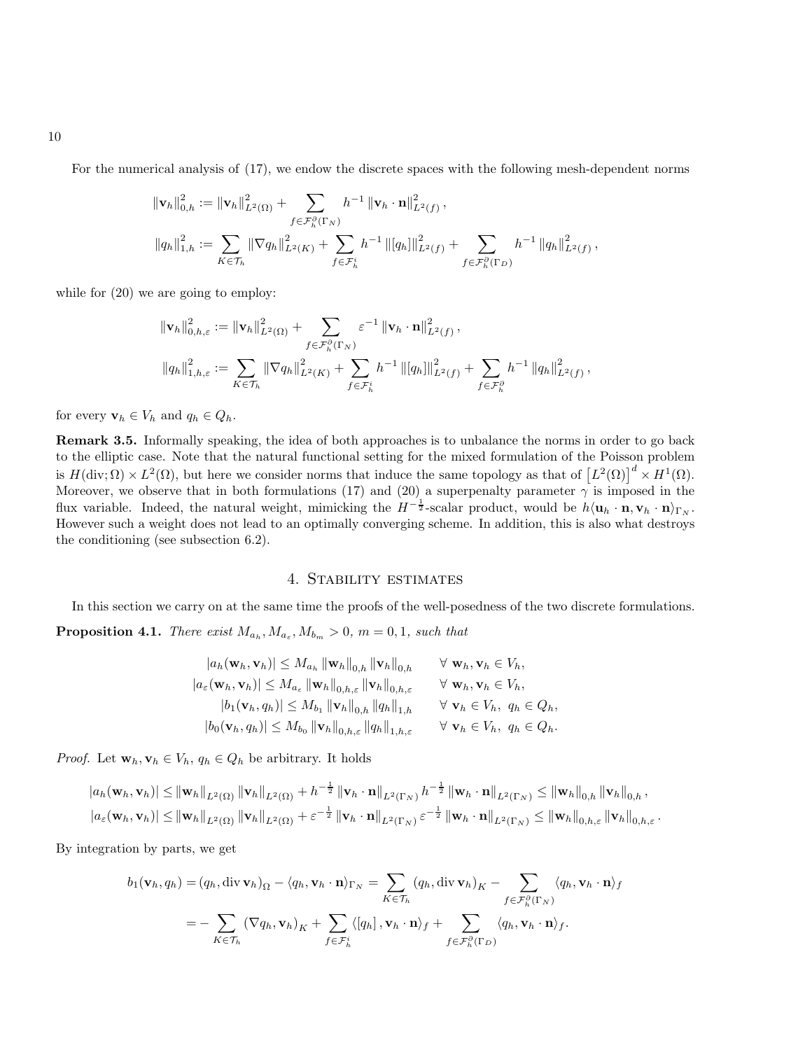For the numerical analysis of (17), we endow the discrete spaces with the following mesh-dependent norms

$$
\begin{aligned}
\|\mathbf{v}_h\|_{0,h}^2 &:= \|\mathbf{v}_h\|_{L^2(\Omega)}^2 + \sum_{f\in\mathcal{F}_h^\partial(\Gamma_N)} h^{-1}\,\|\mathbf{v}_h\cdot\mathbf{n}\|_{L^2(f)}^2\,,\\
\|q_h\|_{1,h}^2 &:= \sum_{K\in\mathcal{T}_h}\|\nabla q_h\|_{L^2(K)}^2 + \sum_{f\in\mathcal{F}_h^i} h^{-1}\,\|[q_h]\|_{L^2(f)}^2 + \sum_{f\in\mathcal{F}_h^\partial(\Gamma_D)} h^{-1}\,\|q_h\|_{L^2(f)}^2\,,
\end{aligned}
$$

while for (20) we are going to employ:

$$
\begin{aligned}
\|\mathbf{v}_h\|_{0,h,\varepsilon}^2 &:= \|\mathbf{v}_h\|_{L^2(\Omega)}^2 + \sum_{f\in\mathcal{F}_h^\partial(\Gamma_N)} \varepsilon^{-1}\,\|\mathbf{v}_h\cdot\mathbf{n}\|_{L^2(f)}^2\,,\\
\|q_h\|_{1,h,\varepsilon}^2 &:= \sum_{K\in\mathcal{T}_h}\|\nabla q_h\|_{L^2(K)}^2 + \sum_{f\in\mathcal{F}_h^i} h^{-1}\,\|[q_h]\|_{L^2(f)}^2 + \sum_{f\in\mathcal{F}_h^\partial} h^{-1}\,\|q_h\|_{L^2(f)}^2\,,
\end{aligned}
$$

for every $\mathbf{v}_h\in V_h$ and $q_h\in Q_h$.

**Remark 3.5.** Informally speaking, the idea of both approaches is to unbalance the norms in order to go back to the elliptic case. Note that the natural functional setting for the mixed formulation of the Poisson problem is $H(\mathrm{div};\Omega)\times L^2(\Omega)$, but here we consider norms that induce the same topology as that of $\left[L^2(\Omega)\right]^d\times H^1(\Omega)$. Moreover, we observe that in both formulations (17) and (20) a superpenalty parameter $\gamma$ is imposed in the flux variable. Indeed, the natural weight, mimicking the $H^{-\frac{1}{2}}$-scalar product, would be $h\langle\mathbf{u}_h\cdot\mathbf{n},\mathbf{v}_h\cdot\mathbf{n}\rangle_{\Gamma_N}$. However such a weight does not lead to an optimally converging scheme. In addition, this is also what destroys the conditioning (see subsection 6.2).

## 4. Stability estimates

In this section we carry on at the same time the proofs of the well-posedness of the two discrete formulations.

**Proposition 4.1.** *There exist $M_{a_h}, M_{a_\varepsilon}, M_{b_m} > 0$, $m=0,1$, such that*

$$
\begin{aligned}
|a_h(\mathbf{w}_h,\mathbf{v}_h)| &\le M_{a_h}\,\|\mathbf{w}_h\|_{0,h}\,\|\mathbf{v}_h\|_{0,h} && \forall\ \mathbf{w}_h,\mathbf{v}_h\in V_h,\\
|a_\varepsilon(\mathbf{w}_h,\mathbf{v}_h)| &\le M_{a_\varepsilon}\,\|\mathbf{w}_h\|_{0,h,\varepsilon}\,\|\mathbf{v}_h\|_{0,h,\varepsilon} && \forall\ \mathbf{w}_h,\mathbf{v}_h\in V_h,\\
|b_1(\mathbf{v}_h,q_h)| &\le M_{b_1}\,\|\mathbf{v}_h\|_{0,h}\,\|q_h\|_{1,h} && \forall\ \mathbf{v}_h\in V_h,\ q_h\in Q_h,\\
|b_0(\mathbf{v}_h,q_h)| &\le M_{b_0}\,\|\mathbf{v}_h\|_{0,h,\varepsilon}\,\|q_h\|_{1,h,\varepsilon} && \forall\ \mathbf{v}_h\in V_h,\ q_h\in Q_h.
\end{aligned}
$$

*Proof.* Let $\mathbf{w}_h,\mathbf{v}_h\in V_h$, $q_h\in Q_h$ be arbitrary. It holds

$$
\begin{aligned}
|a_h(\mathbf{w}_h,\mathbf{v}_h)| &\le \|\mathbf{w}_h\|_{L^2(\Omega)}\,\|\mathbf{v}_h\|_{L^2(\Omega)} + h^{-\frac{1}{2}}\,\|\mathbf{v}_h\cdot\mathbf{n}\|_{L^2(\Gamma_N)}\,h^{-\frac{1}{2}}\,\|\mathbf{w}_h\cdot\mathbf{n}\|_{L^2(\Gamma_N)} \le \|\mathbf{w}_h\|_{0,h}\,\|\mathbf{v}_h\|_{0,h}\,,\\
|a_\varepsilon(\mathbf{w}_h,\mathbf{v}_h)| &\le \|\mathbf{w}_h\|_{L^2(\Omega)}\,\|\mathbf{v}_h\|_{L^2(\Omega)} + \varepsilon^{-\frac{1}{2}}\,\|\mathbf{v}_h\cdot\mathbf{n}\|_{L^2(\Gamma_N)}\,\varepsilon^{-\frac{1}{2}}\,\|\mathbf{w}_h\cdot\mathbf{n}\|_{L^2(\Gamma_N)} \le \|\mathbf{w}_h\|_{0,h,\varepsilon}\,\|\mathbf{v}_h\|_{0,h,\varepsilon}\,.
\end{aligned}
$$

By integration by parts, we get

$$
\begin{aligned}
b_1(\mathbf{v}_h,q_h) &= (q_h,\mathrm{div}\,\mathbf{v}_h)_\Omega - \langle q_h,\mathbf{v}_h\cdot\mathbf{n}\rangle_{\Gamma_N} = \sum_{K\in\mathcal{T}_h}(q_h,\mathrm{div}\,\mathbf{v}_h)_K - \sum_{f\in\mathcal{F}_h^\partial(\Gamma_N)}\langle q_h,\mathbf{v}_h\cdot\mathbf{n}\rangle_f\\
&= -\sum_{K\in\mathcal{T}_h}(\nabla q_h,\mathbf{v}_h)_K + \sum_{f\in\mathcal{F}_h^i}\langle [q_h]\,,\mathbf{v}_h\cdot\mathbf{n}\rangle_f + \sum_{f\in\mathcal{F}_h^\partial(\Gamma_D)}\langle q_h,\mathbf{v}_h\cdot\mathbf{n}\rangle_f.
\end{aligned}
$$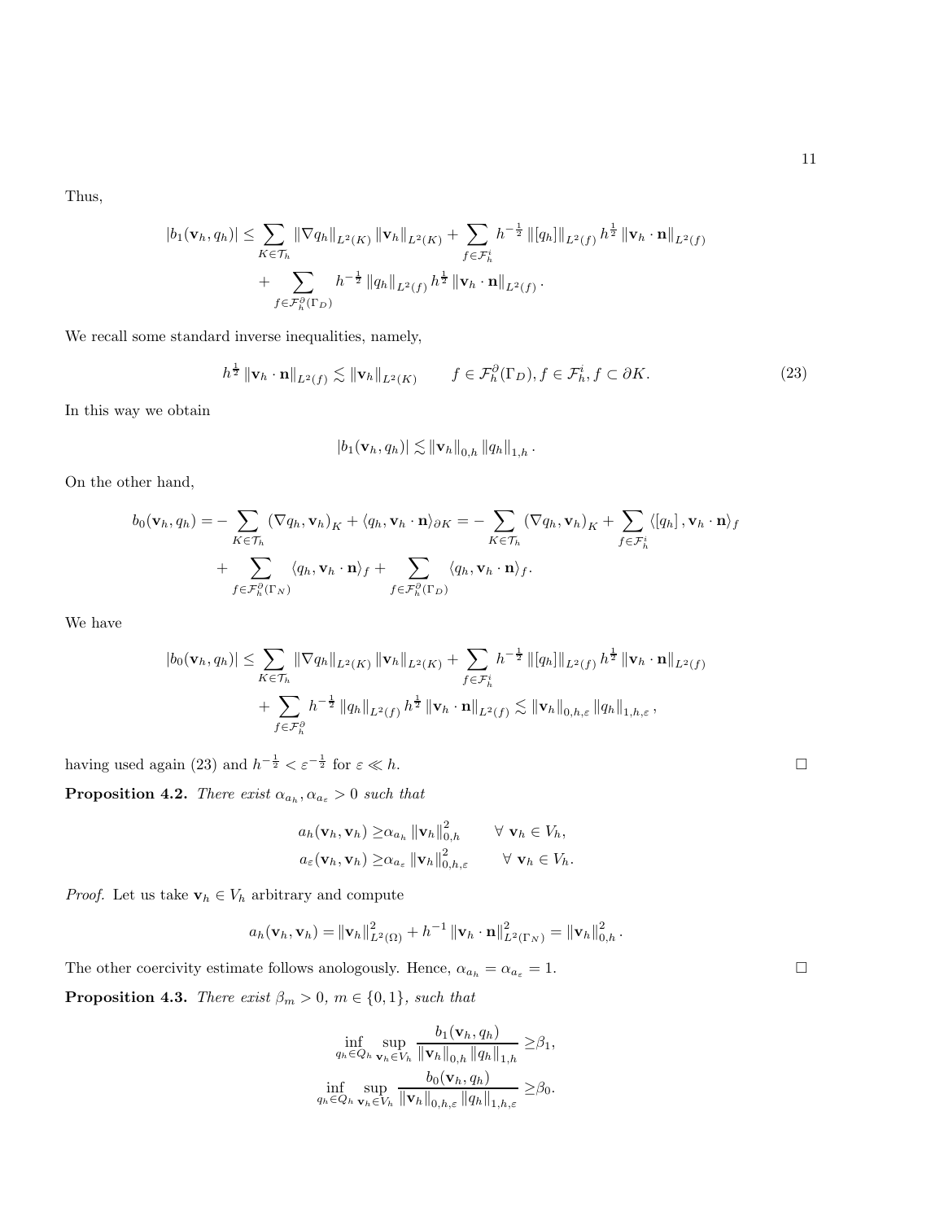Thus,

$$
\begin{aligned}
|b_1(\mathbf{v}_h, q_h)| \leq & \sum_{K\in\mathcal{T}_h} \|\nabla q_h\|_{L^2(K)} \|\mathbf{v}_h\|_{L^2(K)} + \sum_{f\in\mathcal{F}_h^i} h^{-\frac{1}{2}} \|[q_h]\|_{L^2(f)} h^{\frac{1}{2}} \|\mathbf{v}_h\cdot\mathbf{n}\|_{L^2(f)} \\
& + \sum_{f\in\mathcal{F}_h^\partial(\Gamma_D)} h^{-\frac{1}{2}} \|q_h\|_{L^2(f)} h^{\frac{1}{2}} \|\mathbf{v}_h\cdot\mathbf{n}\|_{L^2(f)}.
\end{aligned}
$$

We recall some standard inverse inequalities, namely,

$$
h^{\frac{1}{2}} \|\mathbf{v}_h\cdot\mathbf{n}\|_{L^2(f)} \lesssim \|\mathbf{v}_h\|_{L^2(K)} \qquad f\in\mathcal{F}_h^\partial(\Gamma_D), f\in\mathcal{F}_h^i, f\subset\partial K. \tag{23}
$$

In this way we obtain

$$
|b_1(\mathbf{v}_h, q_h)| \lesssim \|\mathbf{v}_h\|_{0,h} \|q_h\|_{1,h}.
$$

On the other hand,

$$
\begin{aligned}
b_0(\mathbf{v}_h, q_h) = & -\sum_{K\in\mathcal{T}_h} (\nabla q_h, \mathbf{v}_h)_K + \langle q_h, \mathbf{v}_h\cdot\mathbf{n}\rangle_{\partial K} = -\sum_{K\in\mathcal{T}_h} (\nabla q_h, \mathbf{v}_h)_K + \sum_{f\in\mathcal{F}_h^i} \langle [q_h], \mathbf{v}_h\cdot\mathbf{n}\rangle_f \\
& + \sum_{f\in\mathcal{F}_h^\partial(\Gamma_N)} \langle q_h, \mathbf{v}_h\cdot\mathbf{n}\rangle_f + \sum_{f\in\mathcal{F}_h^\partial(\Gamma_D)} \langle q_h, \mathbf{v}_h\cdot\mathbf{n}\rangle_f.
\end{aligned}
$$

We have

$$
\begin{aligned}
|b_0(\mathbf{v}_h, q_h)| \leq & \sum_{K\in\mathcal{T}_h} \|\nabla q_h\|_{L^2(K)} \|\mathbf{v}_h\|_{L^2(K)} + \sum_{f\in\mathcal{F}_h^i} h^{-\frac{1}{2}} \|[q_h]\|_{L^2(f)} h^{\frac{1}{2}} \|\mathbf{v}_h\cdot\mathbf{n}\|_{L^2(f)} \\
& + \sum_{f\in\mathcal{F}_h^\partial} h^{-\frac{1}{2}} \|q_h\|_{L^2(f)} h^{\frac{1}{2}} \|\mathbf{v}_h\cdot\mathbf{n}\|_{L^2(f)} \lesssim \|\mathbf{v}_h\|_{0,h,\varepsilon} \|q_h\|_{1,h,\varepsilon},
\end{aligned}
$$

having used again (23) and $h^{-\frac{1}{2}} < \varepsilon^{-\frac{1}{2}}$ for $\varepsilon \ll h$. □

**Proposition 4.2.** *There exist $\alpha_{a_h}, \alpha_{a_\varepsilon} > 0$ such that*

$$
\begin{aligned}
a_h(\mathbf{v}_h, \mathbf{v}_h) \geq & \alpha_{a_h} \|\mathbf{v}_h\|_{0,h}^2 \qquad \forall\ \mathbf{v}_h \in V_h, \\
a_\varepsilon(\mathbf{v}_h, \mathbf{v}_h) \geq & \alpha_{a_\varepsilon} \|\mathbf{v}_h\|_{0,h,\varepsilon}^2 \qquad \forall\ \mathbf{v}_h \in V_h.
\end{aligned}
$$

*Proof.* Let us take $\mathbf{v}_h \in V_h$ arbitrary and compute

$$
a_h(\mathbf{v}_h, \mathbf{v}_h) = \|\mathbf{v}_h\|_{L^2(\Omega)}^2 + h^{-1} \|\mathbf{v}_h\cdot\mathbf{n}\|_{L^2(\Gamma_N)}^2 = \|\mathbf{v}_h\|_{0,h}^2.
$$

The other coercivity estimate follows anologously. Hence, $\alpha_{a_h} = \alpha_{a_\varepsilon} = 1$. □

**Proposition 4.3.** *There exist $\beta_m > 0$, $m \in \{0, 1\}$, such that*

$$
\begin{aligned}
\inf_{q_h\in Q_h} \sup_{\mathbf{v}_h\in V_h} \frac{b_1(\mathbf{v}_h, q_h)}{\|\mathbf{v}_h\|_{0,h} \|q_h\|_{1,h}} \geq & \beta_1, \\
\inf_{q_h\in Q_h} \sup_{\mathbf{v}_h\in V_h} \frac{b_0(\mathbf{v}_h, q_h)}{\|\mathbf{v}_h\|_{0,h,\varepsilon} \|q_h\|_{1,h,\varepsilon}} \geq & \beta_0.
\end{aligned}
$$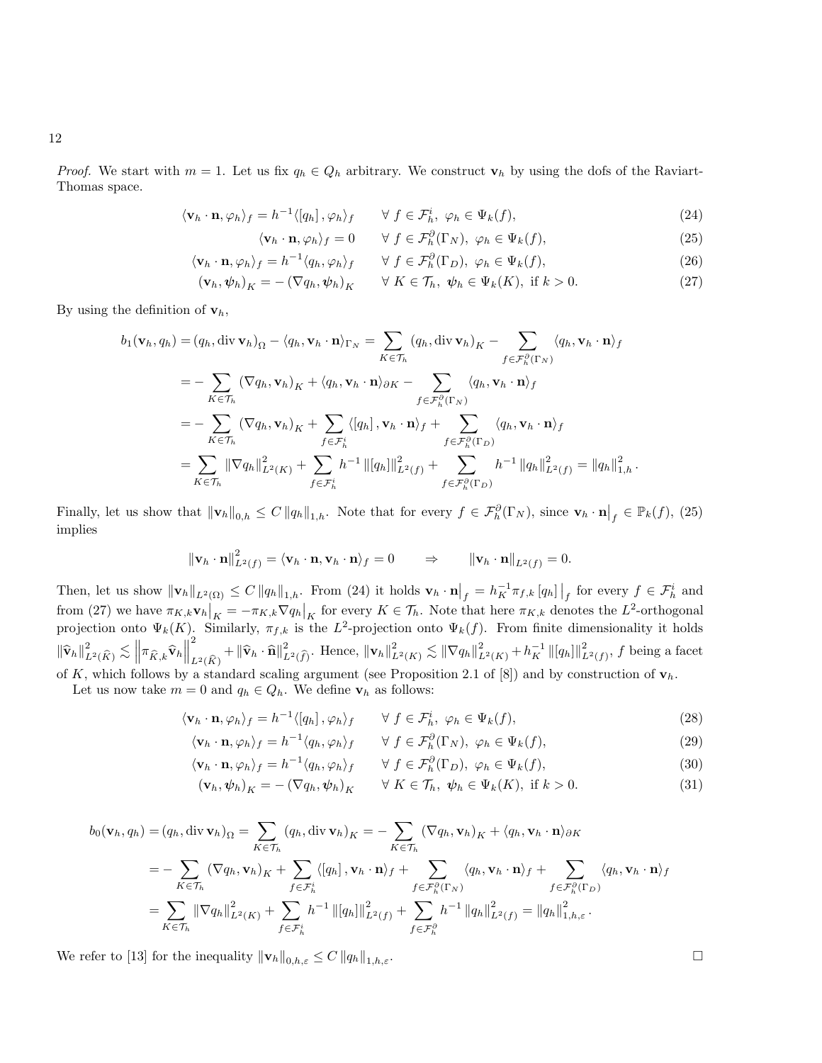*Proof.* We start with $m = 1$. Let us fix $q_h \in Q_h$ arbitrary. We construct $\mathbf{v}_h$ by using the dofs of the Raviart-Thomas space.

$$\langle \mathbf{v}_h \cdot \mathbf{n}, \varphi_h \rangle_f = h^{-1} \langle [q_h], \varphi_h \rangle_f \qquad \forall\, f \in \mathcal{F}_h^i,\ \varphi_h \in \Psi_k(f), \tag{24}$$

$$\langle \mathbf{v}_h \cdot \mathbf{n}, \varphi_h \rangle_f = 0 \qquad \forall\, f \in \mathcal{F}_h^\partial(\Gamma_N),\ \varphi_h \in \Psi_k(f), \tag{25}$$

$$\langle \mathbf{v}_h \cdot \mathbf{n}, \varphi_h \rangle_f = h^{-1} \langle q_h, \varphi_h \rangle_f \qquad \forall\, f \in \mathcal{F}_h^\partial(\Gamma_D),\ \varphi_h \in \Psi_k(f), \tag{26}$$

$$(\mathbf{v}_h, \boldsymbol{\psi}_h)_K = -\,(\nabla q_h, \boldsymbol{\psi}_h)_K \qquad \forall\, K \in \mathcal{T}_h,\ \boldsymbol{\psi}_h \in \Psi_k(K), \text{ if } k > 0. \tag{27}$$

By using the definition of $\mathbf{v}_h$,

$$\begin{aligned}
b_1(\mathbf{v}_h, q_h) &= (q_h, \operatorname{div} \mathbf{v}_h)_\Omega - \langle q_h, \mathbf{v}_h \cdot \mathbf{n} \rangle_{\Gamma_N} = \sum_{K \in \mathcal{T}_h} (q_h, \operatorname{div} \mathbf{v}_h)_K - \sum_{f \in \mathcal{F}_h^\partial(\Gamma_N)} \langle q_h, \mathbf{v}_h \cdot \mathbf{n} \rangle_f \\
&= -\sum_{K \in \mathcal{T}_h} (\nabla q_h, \mathbf{v}_h)_K + \langle q_h, \mathbf{v}_h \cdot \mathbf{n} \rangle_{\partial K} - \sum_{f \in \mathcal{F}_h^\partial(\Gamma_N)} \langle q_h, \mathbf{v}_h \cdot \mathbf{n} \rangle_f \\
&= -\sum_{K \in \mathcal{T}_h} (\nabla q_h, \mathbf{v}_h)_K + \sum_{f \in \mathcal{F}_h^i} \langle [q_h], \mathbf{v}_h \cdot \mathbf{n} \rangle_f + \sum_{f \in \mathcal{F}_h^\partial(\Gamma_D)} \langle q_h, \mathbf{v}_h \cdot \mathbf{n} \rangle_f \\
&= \sum_{K \in \mathcal{T}_h} \|\nabla q_h\|_{L^2(K)}^2 + \sum_{f \in \mathcal{F}_h^i} h^{-1} \|[q_h]\|_{L^2(f)}^2 + \sum_{f \in \mathcal{F}_h^\partial(\Gamma_D)} h^{-1} \|q_h\|_{L^2(f)}^2 = \|q_h\|_{1,h}^2 .
\end{aligned}$$

Finally, let us show that $\|\mathbf{v}_h\|_{0,h} \le C \|q_h\|_{1,h}$. Note that for every $f \in \mathcal{F}_h^\partial(\Gamma_N)$, since $\mathbf{v}_h \cdot \mathbf{n}\big|_f \in \mathbb{P}_k(f)$, (25) implies

$$\|\mathbf{v}_h \cdot \mathbf{n}\|_{L^2(f)}^2 = \langle \mathbf{v}_h \cdot \mathbf{n}, \mathbf{v}_h \cdot \mathbf{n} \rangle_f = 0 \qquad \Rightarrow \qquad \|\mathbf{v}_h \cdot \mathbf{n}\|_{L^2(f)} = 0.$$

Then, let us show $\|\mathbf{v}_h\|_{L^2(\Omega)} \le C \|q_h\|_{1,h}$. From (24) it holds $\mathbf{v}_h \cdot \mathbf{n}\big|_f = h_K^{-1} \pi_{f,k} [q_h]\big|_f$ for every $f \in \mathcal{F}_h^i$ and from (27) we have $\pi_{K,k} \mathbf{v}_h\big|_K = -\pi_{K,k} \nabla q_h\big|_K$ for every $K \in \mathcal{T}_h$. Note that here $\pi_{K,k}$ denotes the $L^2$-orthogonal projection onto $\Psi_k(K)$. Similarly, $\pi_{f,k}$ is the $L^2$-projection onto $\Psi_k(f)$. From finite dimensionality it holds $\|\widehat{\mathbf{v}}_h\|_{L^2(\widehat{K})}^2 \lesssim \left\|\pi_{\widehat{K},k} \widehat{\mathbf{v}}_h\right\|_{L^2(\widehat{K})}^2 + \|\widehat{\mathbf{v}}_h \cdot \widehat{\mathbf{n}}\|_{L^2(\widehat{f})}^2$. Hence, $\|\mathbf{v}_h\|_{L^2(K)}^2 \lesssim \|\nabla q_h\|_{L^2(K)}^2 + h_K^{-1} \|[q_h]\|_{L^2(f)}^2$, $f$ being a facet of $K$, which follows by a standard scaling argument (see Proposition 2.1 of [8]) and by construction of $\mathbf{v}_h$.

Let us now take $m = 0$ and $q_h \in Q_h$. We define $\mathbf{v}_h$ as follows:

$$\langle \mathbf{v}_h \cdot \mathbf{n}, \varphi_h \rangle_f = h^{-1} \langle [q_h], \varphi_h \rangle_f \qquad \forall\, f \in \mathcal{F}_h^i,\ \varphi_h \in \Psi_k(f), \tag{28}$$

$$\langle \mathbf{v}_h \cdot \mathbf{n}, \varphi_h \rangle_f = h^{-1} \langle q_h, \varphi_h \rangle_f \qquad \forall\, f \in \mathcal{F}_h^\partial(\Gamma_N),\ \varphi_h \in \Psi_k(f), \tag{29}$$

$$\langle \mathbf{v}_h \cdot \mathbf{n}, \varphi_h \rangle_f = h^{-1} \langle q_h, \varphi_h \rangle_f \qquad \forall\, f \in \mathcal{F}_h^\partial(\Gamma_D),\ \varphi_h \in \Psi_k(f), \tag{30}$$

$$(\mathbf{v}_h, \boldsymbol{\psi}_h)_K = -\,(\nabla q_h, \boldsymbol{\psi}_h)_K \qquad \forall\, K \in \mathcal{T}_h,\ \boldsymbol{\psi}_h \in \Psi_k(K), \text{ if } k > 0. \tag{31}$$

$$\begin{aligned}
b_0(\mathbf{v}_h, q_h) &= (q_h, \operatorname{div} \mathbf{v}_h)_\Omega = \sum_{K \in \mathcal{T}_h} (q_h, \operatorname{div} \mathbf{v}_h)_K = -\sum_{K \in \mathcal{T}_h} (\nabla q_h, \mathbf{v}_h)_K + \langle q_h, \mathbf{v}_h \cdot \mathbf{n} \rangle_{\partial K} \\
&= -\sum_{K \in \mathcal{T}_h} (\nabla q_h, \mathbf{v}_h)_K + \sum_{f \in \mathcal{F}_h^i} \langle [q_h], \mathbf{v}_h \cdot \mathbf{n} \rangle_f + \sum_{f \in \mathcal{F}_h^\partial(\Gamma_N)} \langle q_h, \mathbf{v}_h \cdot \mathbf{n} \rangle_f + \sum_{f \in \mathcal{F}_h^\partial(\Gamma_D)} \langle q_h, \mathbf{v}_h \cdot \mathbf{n} \rangle_f \\
&= \sum_{K \in \mathcal{T}_h} \|\nabla q_h\|_{L^2(K)}^2 + \sum_{f \in \mathcal{F}_h^i} h^{-1} \|[q_h]\|_{L^2(f)}^2 + \sum_{f \in \mathcal{F}_h^\partial} h^{-1} \|q_h\|_{L^2(f)}^2 = \|q_h\|_{1,h,\varepsilon}^2 .
\end{aligned}$$

We refer to [13] for the inequality $\|\mathbf{v}_h\|_{0,h,\varepsilon} \le C \|q_h\|_{1,h,\varepsilon}$. $\square$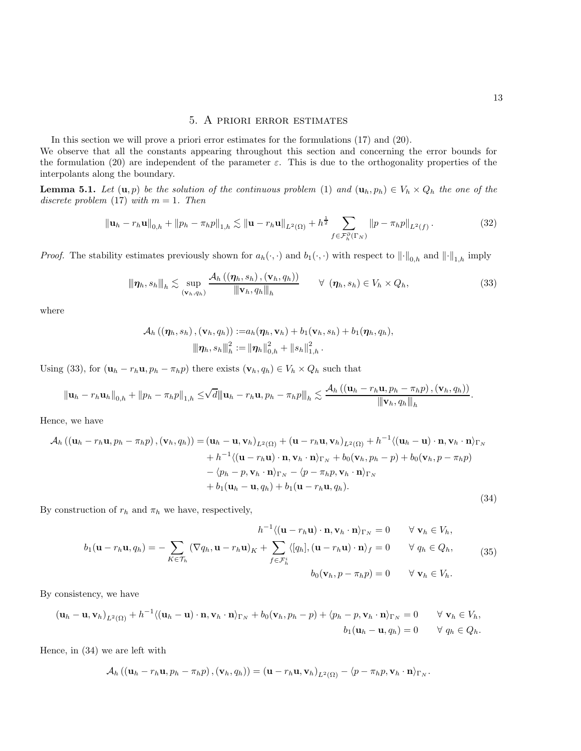## 5. A priori error estimates

In this section we will prove a priori error estimates for the formulations (17) and (20).
We observe that all the constants appearing throughout this section and concerning the error bounds for the formulation (20) are independent of the parameter $\varepsilon$. This is due to the orthogonality properties of the interpolants along the boundary.

**Lemma 5.1.** *Let* $(\mathbf{u}, p)$ *be the solution of the continuous problem* (1) *and* $(\mathbf{u}_h, p_h) \in V_h \times Q_h$ *the one of the discrete problem* (17) *with* $m = 1$. *Then*

$$\|\mathbf{u}_h - r_h\mathbf{u}\|_{0,h} + \|p_h - \pi_h p\|_{1,h} \lesssim \|\mathbf{u} - r_h\mathbf{u}\|_{L^2(\Omega)} + h^{\frac{1}{2}} \sum_{f \in \mathcal{F}_h^\partial(\Gamma_N)} \|p - \pi_h p\|_{L^2(f)}. \tag{32}$$

*Proof.* The stability estimates previously shown for $a_h(\cdot,\cdot)$ and $b_1(\cdot,\cdot)$ with respect to $\|\cdot\|_{0,h}$ and $\|\cdot\|_{1,h}$ imply

$$|\!|\!|\boldsymbol{\eta}_h, s_h|\!|\!|_h \lesssim \sup_{(\mathbf{v}_h, q_h)} \frac{\mathcal{A}_h\left((\boldsymbol{\eta}_h, s_h), (\mathbf{v}_h, q_h)\right)}{|\!|\!|\mathbf{v}_h, q_h|\!|\!|_h} \qquad \forall \ (\boldsymbol{\eta}_h, s_h) \in V_h \times Q_h, \tag{33}$$

where

$$\begin{aligned}
\mathcal{A}_h\left((\boldsymbol{\eta}_h, s_h), (\mathbf{v}_h, q_h)\right) &:= a_h(\boldsymbol{\eta}_h, \mathbf{v}_h) + b_1(\mathbf{v}_h, s_h) + b_1(\boldsymbol{\eta}_h, q_h), \\
|\!|\!|\boldsymbol{\eta}_h, s_h|\!|\!|_h^2 &:= \|\boldsymbol{\eta}_h\|_{0,h}^2 + \|s_h\|_{1,h}^2.
\end{aligned}$$

Using (33), for $(\mathbf{u}_h - r_h\mathbf{u}, p_h - \pi_h p)$ there exists $(\mathbf{v}_h, q_h) \in V_h \times Q_h$ such that

$$\|\mathbf{u}_h - r_h\mathbf{u}_h\|_{0,h} + \|p_h - \pi_h p\|_{1,h} \leq \sqrt{d}|\!|\!|\mathbf{u}_h - r_h\mathbf{u}, p_h - \pi_h p|\!|\!|_h \lesssim \frac{\mathcal{A}_h\left((\mathbf{u}_h - r_h\mathbf{u}, p_h - \pi_h p), (\mathbf{v}_h, q_h)\right)}{|\!|\!|\mathbf{v}_h, q_h|\!|\!|_h}.$$

Hence, we have

$$\begin{aligned}
\mathcal{A}_h\left((\mathbf{u}_h - r_h\mathbf{u}, p_h - \pi_h p), (\mathbf{v}_h, q_h)\right) = &\left(\mathbf{u}_h - \mathbf{u}, \mathbf{v}_h\right)_{L^2(\Omega)} + \left(\mathbf{u} - r_h\mathbf{u}, \mathbf{v}_h\right)_{L^2(\Omega)} + h^{-1}\langle(\mathbf{u}_h - \mathbf{u}) \cdot \mathbf{n}, \mathbf{v}_h \cdot \mathbf{n}\rangle_{\Gamma_N} \\
&+ h^{-1}\langle(\mathbf{u} - r_h\mathbf{u}) \cdot \mathbf{n}, \mathbf{v}_h \cdot \mathbf{n}\rangle_{\Gamma_N} + b_0(\mathbf{v}_h, p_h - p) + b_0(\mathbf{v}_h, p - \pi_h p) \\
&- \langle p_h - p, \mathbf{v}_h \cdot \mathbf{n}\rangle_{\Gamma_N} - \langle p - \pi_h p, \mathbf{v}_h \cdot \mathbf{n}\rangle_{\Gamma_N} \\
&+ b_1(\mathbf{u}_h - \mathbf{u}, q_h) + b_1(\mathbf{u} - r_h\mathbf{u}, q_h).
\end{aligned} \tag{34}$$

By construction of $r_h$ and $\pi_h$ we have, respectively,

$$\begin{aligned}
h^{-1}\langle(\mathbf{u} - r_h\mathbf{u}) \cdot \mathbf{n}, \mathbf{v}_h \cdot \mathbf{n}\rangle_{\Gamma_N} &= 0 \qquad \forall \ \mathbf{v}_h \in V_h, \\
b_1(\mathbf{u} - r_h\mathbf{u}, q_h) = -\sum_{K \in \mathcal{T}_h} \left(\nabla q_h, \mathbf{u} - r_h\mathbf{u}\right)_K + \sum_{f \in \mathcal{F}_h^i} \langle [q_h], (\mathbf{u} - r_h\mathbf{u}) \cdot \mathbf{n}\rangle_f &= 0 \qquad \forall \ q_h \in Q_h, \\
b_0(\mathbf{v}_h, p - \pi_h p) &= 0 \qquad \forall \ \mathbf{v}_h \in V_h.
\end{aligned} \tag{35}$$

By consistency, we have

$$\begin{aligned}
\left(\mathbf{u}_h - \mathbf{u}, \mathbf{v}_h\right)_{L^2(\Omega)} + h^{-1}\langle(\mathbf{u}_h - \mathbf{u}) \cdot \mathbf{n}, \mathbf{v}_h \cdot \mathbf{n}\rangle_{\Gamma_N} + b_0(\mathbf{v}_h, p_h - p) + \langle p_h - p, \mathbf{v}_h \cdot \mathbf{n}\rangle_{\Gamma_N} &= 0 \qquad \forall \ \mathbf{v}_h \in V_h, \\
b_1(\mathbf{u}_h - \mathbf{u}, q_h) &= 0 \qquad \forall \ q_h \in Q_h.
\end{aligned}$$

Hence, in (34) we are left with

$$\mathcal{A}_h\left((\mathbf{u}_h - r_h\mathbf{u}, p_h - \pi_h p), (\mathbf{v}_h, q_h)\right) = \left(\mathbf{u} - r_h\mathbf{u}, \mathbf{v}_h\right)_{L^2(\Omega)} - \langle p - \pi_h p, \mathbf{v}_h \cdot \mathbf{n}\rangle_{\Gamma_N}.$$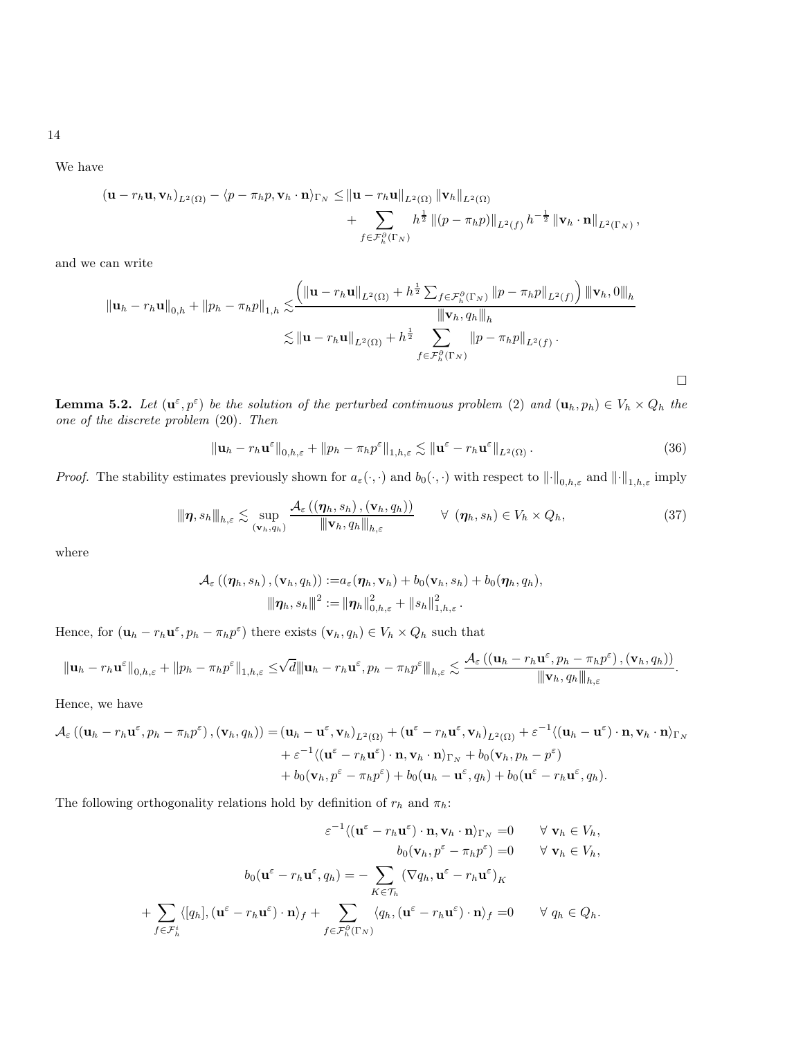We have

$$
\begin{aligned}
(\mathbf{u}-r_h\mathbf{u},\mathbf{v}_h)_{L^2(\Omega)} - \langle p-\pi_h p,\mathbf{v}_h\cdot\mathbf{n}\rangle_{\Gamma_N} \leq & \left\|\mathbf{u}-r_h\mathbf{u}\right\|_{L^2(\Omega)}\left\|\mathbf{v}_h\right\|_{L^2(\Omega)} \\
& + \sum_{f\in\mathcal{F}_h^\partial(\Gamma_N)} h^{\frac{1}{2}}\left\|(p-\pi_h p)\right\|_{L^2(f)} h^{-\frac{1}{2}}\left\|\mathbf{v}_h\cdot\mathbf{n}\right\|_{L^2(\Gamma_N)},
\end{aligned}
$$

and we can write

$$
\begin{aligned}
\left\|\mathbf{u}_h-r_h\mathbf{u}\right\|_{0,h}+\left\|p_h-\pi_h p\right\|_{1,h} \lesssim & \frac{\left(\left\|\mathbf{u}-r_h\mathbf{u}\right\|_{L^2(\Omega)}+h^{\frac{1}{2}}\sum_{f\in\mathcal{F}_h^\partial(\Gamma_N)}\left\|p-\pi_h p\right\|_{L^2(f)}\right)|||\mathbf{v}_h,0|||_h}{|||\mathbf{v}_h,q_h|||_h} \\
\lesssim & \left\|\mathbf{u}-r_h\mathbf{u}\right\|_{L^2(\Omega)}+h^{\frac{1}{2}}\sum_{f\in\mathcal{F}_h^\partial(\Gamma_N)}\left\|p-\pi_h p\right\|_{L^2(f)}.
\end{aligned}
$$

□

**Lemma 5.2.** *Let $(\mathbf{u}^\varepsilon,p^\varepsilon)$ be the solution of the perturbed continuous problem* (2) *and $(\mathbf{u}_h,p_h)\in V_h\times Q_h$ the one of the discrete problem* (20)*. Then*

$$
\left\|\mathbf{u}_h-r_h\mathbf{u}^\varepsilon\right\|_{0,h,\varepsilon}+\left\|p_h-\pi_h p^\varepsilon\right\|_{1,h,\varepsilon}\lesssim\left\|\mathbf{u}^\varepsilon-r_h\mathbf{u}^\varepsilon\right\|_{L^2(\Omega)}. \tag{36}
$$

*Proof.* The stability estimates previously shown for $a_\varepsilon(\cdot,\cdot)$ and $b_0(\cdot,\cdot)$ with respect to $\|\cdot\|_{0,h,\varepsilon}$ and $\|\cdot\|_{1,h,\varepsilon}$ imply

$$
|||\boldsymbol{\eta},s_h|||_{h,\varepsilon}\lesssim\sup_{(\mathbf{v}_h,q_h)}\frac{\mathcal{A}_\varepsilon\left((\boldsymbol{\eta}_h,s_h),(\mathbf{v}_h,q_h)\right)}{|||\mathbf{v}_h,q_h|||_{h,\varepsilon}}\qquad\forall\ (\boldsymbol{\eta}_h,s_h)\in V_h\times Q_h, \tag{37}
$$

where

$$
\begin{aligned}
\mathcal{A}_\varepsilon\left((\boldsymbol{\eta}_h,s_h),(\mathbf{v}_h,q_h)\right) :=& a_\varepsilon(\boldsymbol{\eta}_h,\mathbf{v}_h)+b_0(\mathbf{v}_h,s_h)+b_0(\boldsymbol{\eta}_h,q_h),\\
|||\boldsymbol{\eta}_h,s_h|||^2 :=& \left\|\boldsymbol{\eta}_h\right\|_{0,h,\varepsilon}^2+\left\|s_h\right\|_{1,h,\varepsilon}^2.
\end{aligned}
$$

Hence, for $(\mathbf{u}_h-r_h\mathbf{u}^\varepsilon,p_h-\pi_h p^\varepsilon)$ there exists $(\mathbf{v}_h,q_h)\in V_h\times Q_h$ such that

$$
\left\|\mathbf{u}_h-r_h\mathbf{u}^\varepsilon\right\|_{0,h,\varepsilon}+\left\|p_h-\pi_h p^\varepsilon\right\|_{1,h,\varepsilon}\leq\sqrt{d}|||\mathbf{u}_h-r_h\mathbf{u}^\varepsilon,p_h-\pi_h p^\varepsilon|||_{h,\varepsilon}\lesssim\frac{\mathcal{A}_\varepsilon\left((\mathbf{u}_h-r_h\mathbf{u}^\varepsilon,p_h-\pi_h p^\varepsilon),(\mathbf{v}_h,q_h)\right)}{|||\mathbf{v}_h,q_h|||_{h,\varepsilon}}.
$$

Hence, we have

$$
\begin{aligned}
\mathcal{A}_\varepsilon\left((\mathbf{u}_h-r_h\mathbf{u}^\varepsilon,p_h-\pi_h p^\varepsilon),(\mathbf{v}_h,q_h)\right)=&(\mathbf{u}_h-\mathbf{u}^\varepsilon,\mathbf{v}_h)_{L^2(\Omega)}+(\mathbf{u}^\varepsilon-r_h\mathbf{u}^\varepsilon,\mathbf{v}_h)_{L^2(\Omega)}+\varepsilon^{-1}\langle(\mathbf{u}_h-\mathbf{u}^\varepsilon)\cdot\mathbf{n},\mathbf{v}_h\cdot\mathbf{n}\rangle_{\Gamma_N}\\
&+\varepsilon^{-1}\langle(\mathbf{u}^\varepsilon-r_h\mathbf{u}^\varepsilon)\cdot\mathbf{n},\mathbf{v}_h\cdot\mathbf{n}\rangle_{\Gamma_N}+b_0(\mathbf{v}_h,p_h-p^\varepsilon)\\
&+b_0(\mathbf{v}_h,p^\varepsilon-\pi_h p^\varepsilon)+b_0(\mathbf{u}_h-\mathbf{u}^\varepsilon,q_h)+b_0(\mathbf{u}^\varepsilon-r_h\mathbf{u}^\varepsilon,q_h).
\end{aligned}
$$

The following orthogonality relations hold by definition of $r_h$ and $\pi_h$:

$$
\begin{aligned}
\varepsilon^{-1}\langle(\mathbf{u}^\varepsilon-r_h\mathbf{u}^\varepsilon)\cdot\mathbf{n},\mathbf{v}_h\cdot\mathbf{n}\rangle_{\Gamma_N}=&0\qquad\forall\ \mathbf{v}_h\in V_h,\\
b_0(\mathbf{v}_h,p^\varepsilon-\pi_h p^\varepsilon)=&0\qquad\forall\ \mathbf{v}_h\in V_h,\\
b_0(\mathbf{u}^\varepsilon-r_h\mathbf{u}^\varepsilon,q_h)=&-\sum_{K\in\mathcal{T}_h}(\nabla q_h,\mathbf{u}^\varepsilon-r_h\mathbf{u}^\varepsilon)_K\\
+\sum_{f\in\mathcal{F}_h^i}\langle[q_h],(\mathbf{u}^\varepsilon-r_h\mathbf{u}^\varepsilon)\cdot\mathbf{n}\rangle_f+&\sum_{f\in\mathcal{F}_h^\partial(\Gamma_N)}\langle q_h,(\mathbf{u}^\varepsilon-r_h\mathbf{u}^\varepsilon)\cdot\mathbf{n}\rangle_f=0\qquad\forall\ q_h\in Q_h.
\end{aligned}
$$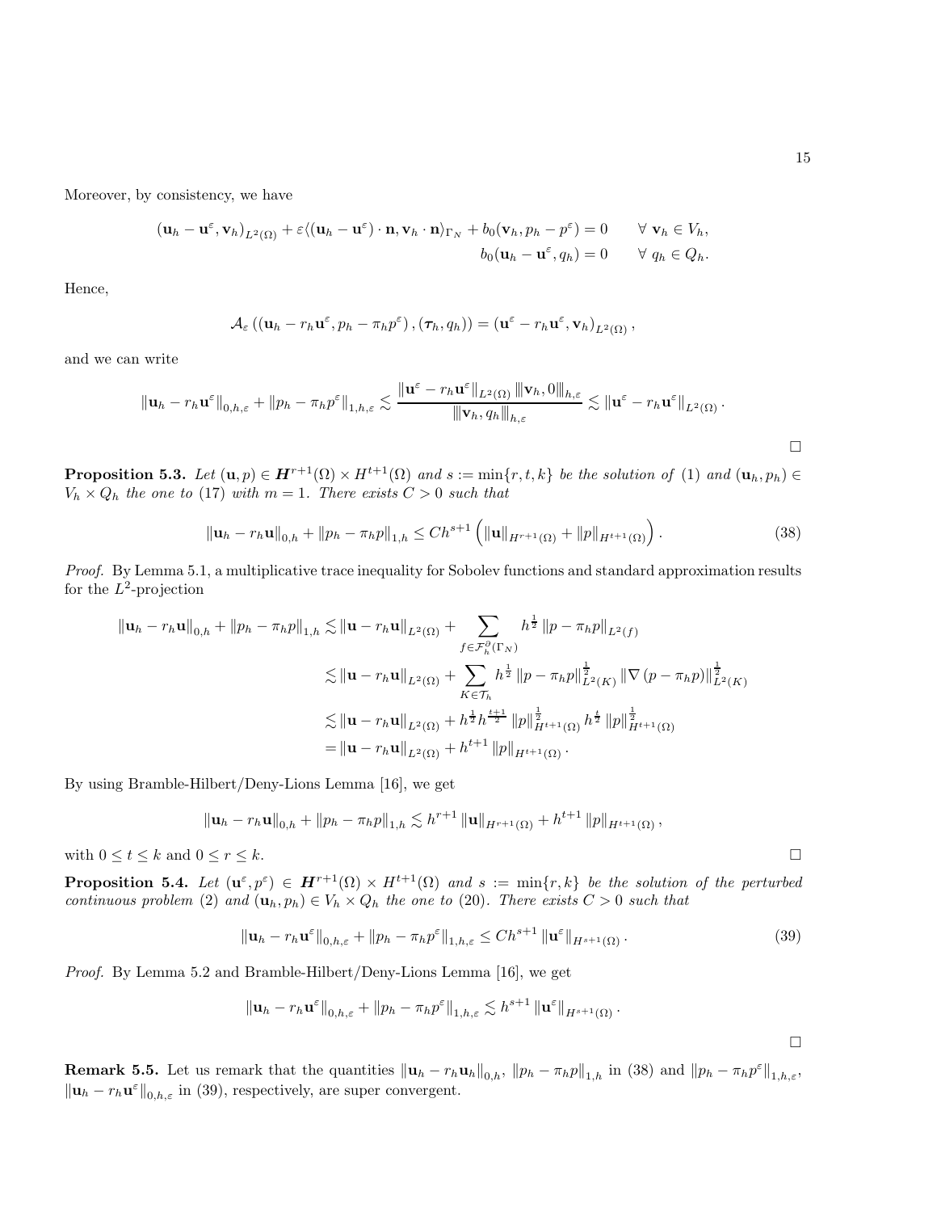Moreover, by consistency, we have

$$
\begin{aligned}
(\mathbf{u}_h - \mathbf{u}^\varepsilon, \mathbf{v}_h)_{L^2(\Omega)} + \varepsilon\langle (\mathbf{u}_h - \mathbf{u}^\varepsilon)\cdot \mathbf{n}, \mathbf{v}_h \cdot \mathbf{n}\rangle_{\Gamma_N} + b_0(\mathbf{v}_h, p_h - p^\varepsilon) &= 0 \qquad \forall\ \mathbf{v}_h \in V_h,\\
b_0(\mathbf{u}_h - \mathbf{u}^\varepsilon, q_h) &= 0 \qquad \forall\ q_h \in Q_h.
\end{aligned}
$$

Hence,

$$
\mathcal{A}_\varepsilon\left( (\mathbf{u}_h - r_h \mathbf{u}^\varepsilon, p_h - \pi_h p^\varepsilon), (\boldsymbol{\tau}_h, q_h)\right) = (\mathbf{u}^\varepsilon - r_h \mathbf{u}^\varepsilon, \mathbf{v}_h)_{L^2(\Omega)},
$$

and we can write

$$
\|\mathbf{u}_h - r_h \mathbf{u}^\varepsilon\|_{0,h,\varepsilon} + \|p_h - \pi_h p^\varepsilon\|_{1,h,\varepsilon} \lesssim \frac{\|\mathbf{u}^\varepsilon - r_h \mathbf{u}^\varepsilon\|_{L^2(\Omega)} \|\!|\mathbf{v}_h, 0|\!\|_{h,\varepsilon}}{\|\!|\mathbf{v}_h, q_h|\!\|_{h,\varepsilon}} \lesssim \|\mathbf{u}^\varepsilon - r_h \mathbf{u}^\varepsilon\|_{L^2(\Omega)}.
$$

$\square$

**Proposition 5.3.** *Let $(\mathbf{u}, p) \in \boldsymbol{H}^{r+1}(\Omega) \times H^{t+1}(\Omega)$ and $s := \min\{r, t, k\}$ be the solution of (1) and $(\mathbf{u}_h, p_h) \in V_h \times Q_h$ the one to (17) with $m = 1$. There exists $C > 0$ such that*

$$
\|\mathbf{u}_h - r_h \mathbf{u}\|_{0,h} + \|p_h - \pi_h p\|_{1,h} \le C h^{s+1}\left( \|\mathbf{u}\|_{H^{r+1}(\Omega)} + \|p\|_{H^{t+1}(\Omega)}\right). \tag{38}
$$

*Proof.* By Lemma 5.1, a multiplicative trace inequality for Sobolev functions and standard approximation results for the $L^2$-projection

$$
\begin{aligned}
\|\mathbf{u}_h - r_h \mathbf{u}\|_{0,h} + \|p_h - \pi_h p\|_{1,h} &\lesssim \|\mathbf{u} - r_h \mathbf{u}\|_{L^2(\Omega)} + \sum_{f \in \mathcal{F}_h^\partial(\Gamma_N)} h^{\frac{1}{2}} \|p - \pi_h p\|_{L^2(f)}\\
&\lesssim \|\mathbf{u} - r_h \mathbf{u}\|_{L^2(\Omega)} + \sum_{K \in \mathcal{T}_h} h^{\frac{1}{2}} \|p - \pi_h p\|^{\frac{1}{2}}_{L^2(K)} \|\nabla (p - \pi_h p)\|^{\frac{1}{2}}_{L^2(K)}\\
&\lesssim \|\mathbf{u} - r_h \mathbf{u}\|_{L^2(\Omega)} + h^{\frac{1}{2}} h^{\frac{t+1}{2}} \|p\|^{\frac{1}{2}}_{H^{t+1}(\Omega)} h^{\frac{t}{2}} \|p\|^{\frac{1}{2}}_{H^{t+1}(\Omega)}\\
&= \|\mathbf{u} - r_h \mathbf{u}\|_{L^2(\Omega)} + h^{t+1} \|p\|_{H^{t+1}(\Omega)}.
\end{aligned}
$$

By using Bramble-Hilbert/Deny-Lions Lemma [16], we get

$$
\|\mathbf{u}_h - r_h \mathbf{u}\|_{0,h} + \|p_h - \pi_h p\|_{1,h} \lesssim h^{r+1} \|\mathbf{u}\|_{H^{r+1}(\Omega)} + h^{t+1} \|p\|_{H^{t+1}(\Omega)},
$$

with $0 \le t \le k$ and $0 \le r \le k$. $\square$

**Proposition 5.4.** *Let $(\mathbf{u}^\varepsilon, p^\varepsilon) \in \boldsymbol{H}^{r+1}(\Omega) \times H^{t+1}(\Omega)$ and $s := \min\{r, k\}$ be the solution of the perturbed continuous problem (2) and $(\mathbf{u}_h, p_h) \in V_h \times Q_h$ the one to (20). There exists $C > 0$ such that*

$$
\|\mathbf{u}_h - r_h \mathbf{u}^\varepsilon\|_{0,h,\varepsilon} + \|p_h - \pi_h p^\varepsilon\|_{1,h,\varepsilon} \le C h^{s+1} \|\mathbf{u}^\varepsilon\|_{H^{s+1}(\Omega)}. \tag{39}
$$

*Proof.* By Lemma 5.2 and Bramble-Hilbert/Deny-Lions Lemma [16], we get

$$
\|\mathbf{u}_h - r_h \mathbf{u}^\varepsilon\|_{0,h,\varepsilon} + \|p_h - \pi_h p^\varepsilon\|_{1,h,\varepsilon} \lesssim h^{s+1} \|\mathbf{u}^\varepsilon\|_{H^{s+1}(\Omega)}.
$$

$\square$

**Remark 5.5.** Let us remark that the quantities $\|\mathbf{u}_h - r_h \mathbf{u}_h\|_{0,h}$, $\|p_h - \pi_h p\|_{1,h}$ in (38) and $\|p_h - \pi_h p^\varepsilon\|_{1,h,\varepsilon}$, $\|\mathbf{u}_h - r_h \mathbf{u}^\varepsilon\|_{0,h,\varepsilon}$ in (39), respectively, are super convergent.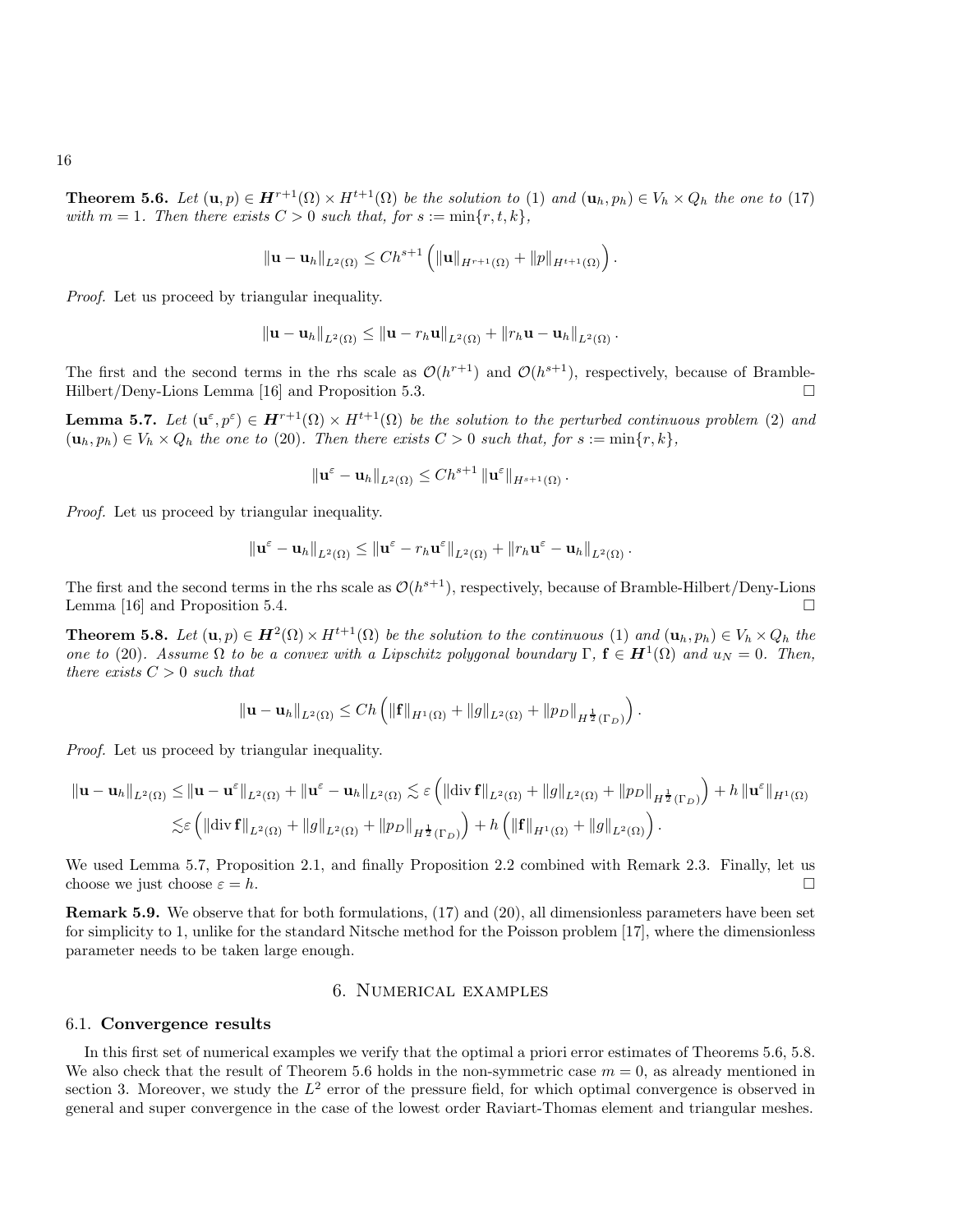**Theorem 5.6.** *Let $(\mathbf{u}, p) \in \boldsymbol{H}^{r+1}(\Omega) \times H^{t+1}(\Omega)$ be the solution to (1) and $(\mathbf{u}_h, p_h) \in V_h \times Q_h$ the one to (17) with $m = 1$. Then there exists $C > 0$ such that, for $s := \min\{r, t, k\}$,*

$$\|\mathbf{u} - \mathbf{u}_h\|_{L^2(\Omega)} \le Ch^{s+1}\left(\|\mathbf{u}\|_{H^{r+1}(\Omega)} + \|p\|_{H^{t+1}(\Omega)}\right).$$

*Proof.* Let us proceed by triangular inequality.

$$\|\mathbf{u} - \mathbf{u}_h\|_{L^2(\Omega)} \le \|\mathbf{u} - r_h\mathbf{u}\|_{L^2(\Omega)} + \|r_h\mathbf{u} - \mathbf{u}_h\|_{L^2(\Omega)}.$$

The first and the second terms in the rhs scale as $\mathcal{O}(h^{r+1})$ and $\mathcal{O}(h^{s+1})$, respectively, because of Bramble-Hilbert/Deny-Lions Lemma [16] and Proposition 5.3. □

**Lemma 5.7.** *Let $(\mathbf{u}^\varepsilon, p^\varepsilon) \in \boldsymbol{H}^{r+1}(\Omega) \times H^{t+1}(\Omega)$ be the solution to the perturbed continuous problem (2) and $(\mathbf{u}_h, p_h) \in V_h \times Q_h$ the one to (20). Then there exists $C > 0$ such that, for $s := \min\{r, k\}$,*

$$\|\mathbf{u}^\varepsilon - \mathbf{u}_h\|_{L^2(\Omega)} \le Ch^{s+1}\|\mathbf{u}^\varepsilon\|_{H^{s+1}(\Omega)}.$$

*Proof.* Let us proceed by triangular inequality.

$$\|\mathbf{u}^\varepsilon - \mathbf{u}_h\|_{L^2(\Omega)} \le \|\mathbf{u}^\varepsilon - r_h\mathbf{u}^\varepsilon\|_{L^2(\Omega)} + \|r_h\mathbf{u}^\varepsilon - \mathbf{u}_h\|_{L^2(\Omega)}.$$

The first and the second terms in the rhs scale as $\mathcal{O}(h^{s+1})$, respectively, because of Bramble-Hilbert/Deny-Lions Lemma [16] and Proposition 5.4. □

**Theorem 5.8.** *Let $(\mathbf{u}, p) \in \boldsymbol{H}^2(\Omega) \times H^{t+1}(\Omega)$ be the solution to the continuous (1) and $(\mathbf{u}_h, p_h) \in V_h \times Q_h$ the one to (20). Assume $\Omega$ to be a convex with a Lipschitz polygonal boundary $\Gamma$, $\mathbf{f} \in \boldsymbol{H}^1(\Omega)$ and $u_N = 0$. Then, there exists $C > 0$ such that*

$$\|\mathbf{u} - \mathbf{u}_h\|_{L^2(\Omega)} \le Ch\left(\|\mathbf{f}\|_{H^1(\Omega)} + \|g\|_{L^2(\Omega)} + \|p_D\|_{H^{\frac{1}{2}}(\Gamma_D)}\right).$$

*Proof.* Let us proceed by triangular inequality.

$$\begin{aligned}
\|\mathbf{u} - \mathbf{u}_h\|_{L^2(\Omega)} &\le \|\mathbf{u} - \mathbf{u}^\varepsilon\|_{L^2(\Omega)} + \|\mathbf{u}^\varepsilon - \mathbf{u}_h\|_{L^2(\Omega)} \lesssim \varepsilon\left(\|\operatorname{div}\mathbf{f}\|_{L^2(\Omega)} + \|g\|_{L^2(\Omega)} + \|p_D\|_{H^{\frac{1}{2}}(\Gamma_D)}\right) + h\|\mathbf{u}^\varepsilon\|_{H^1(\Omega)} \\
&\lesssim \varepsilon\left(\|\operatorname{div}\mathbf{f}\|_{L^2(\Omega)} + \|g\|_{L^2(\Omega)} + \|p_D\|_{H^{\frac{1}{2}}(\Gamma_D)}\right) + h\left(\|\mathbf{f}\|_{H^1(\Omega)} + \|g\|_{L^2(\Omega)}\right).
\end{aligned}$$

We used Lemma 5.7, Proposition 2.1, and finally Proposition 2.2 combined with Remark 2.3. Finally, let us choose we just choose $\varepsilon = h$. □

**Remark 5.9.** We observe that for both formulations, (17) and (20), all dimensionless parameters have been set for simplicity to 1, unlike for the standard Nitsche method for the Poisson problem [17], where the dimensionless parameter needs to be taken large enough.

## 6. Numerical examples

### 6.1. Convergence results

In this first set of numerical examples we verify that the optimal a priori error estimates of Theorems 5.6, 5.8. We also check that the result of Theorem 5.6 holds in the non-symmetric case $m = 0$, as already mentioned in section 3. Moreover, we study the $L^2$ error of the pressure field, for which optimal convergence is observed in general and super convergence in the case of the lowest order Raviart-Thomas element and triangular meshes.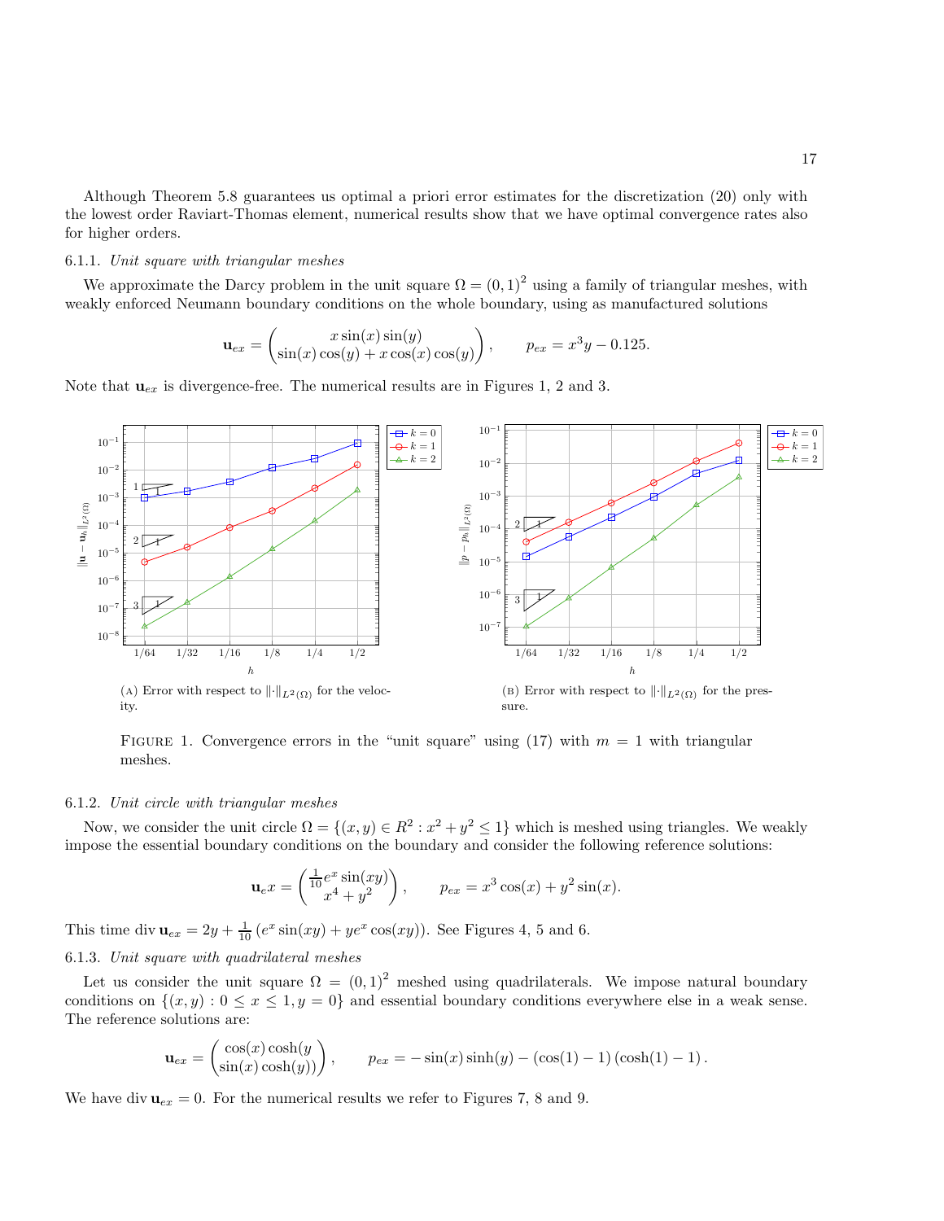Although Theorem 5.8 guarantees us optimal a priori error estimates for the discretization (20) only with the lowest order Raviart-Thomas element, numerical results show that we have optimal convergence rates also for higher orders.

### 6.1.1. *Unit square with triangular meshes*

We approximate the Darcy problem in the unit square $\Omega = (0,1)^2$ using a family of triangular meshes, with weakly enforced Neumann boundary conditions on the whole boundary, using as manufactured solutions

$$\mathbf{u}_{ex} = \begin{pmatrix} x\sin(x)\sin(y) \\ \sin(x)\cos(y) + x\cos(x)\cos(y) \end{pmatrix}, \qquad p_{ex} = x^3 y - 0.125.$$

Note that $\mathbf{u}_{ex}$ is divergence-free. The numerical results are in Figures 1, 2 and 3.

(A) Error with respect to $\|\cdot\|_{L^2(\Omega)}$ for the velocity.

(B) Error with respect to $\|\cdot\|_{L^2(\Omega)}$ for the pressure.

Figure 1. Convergence errors in the "unit square" using (17) with $m = 1$ with triangular meshes.

### 6.1.2. *Unit circle with triangular meshes*

Now, we consider the unit circle $\Omega = \{(x,y) \in R^2 : x^2 + y^2 \leq 1\}$ which is meshed using triangles. We weakly impose the essential boundary conditions on the boundary and consider the following reference solutions:

$$\mathbf{u}_e x = \begin{pmatrix} \frac{1}{10} e^x \sin(xy) \\ x^4 + y^2 \end{pmatrix}, \qquad p_{ex} = x^3 \cos(x) + y^2 \sin(x).$$

This time $\operatorname{div} \mathbf{u}_{ex} = 2y + \frac{1}{10}\left(e^x \sin(xy) + y e^x \cos(xy)\right)$. See Figures 4, 5 and 6.

### 6.1.3. *Unit square with quadrilateral meshes*

Let us consider the unit square $\Omega = (0,1)^2$ meshed using quadrilaterals. We impose natural boundary conditions on $\{(x,y) : 0 \leq x \leq 1, y = 0\}$ and essential boundary conditions everywhere else in a weak sense. The reference solutions are:

$$\mathbf{u}_{ex} = \begin{pmatrix} \cos(x)\cosh(y \\ \sin(x)\cosh(y)) \end{pmatrix}, \qquad p_{ex} = -\sin(x)\sinh(y) - (\cos(1) - 1)(\cosh(1) - 1).$$

We have $\operatorname{div} \mathbf{u}_{ex} = 0$. For the numerical results we refer to Figures 7, 8 and 9.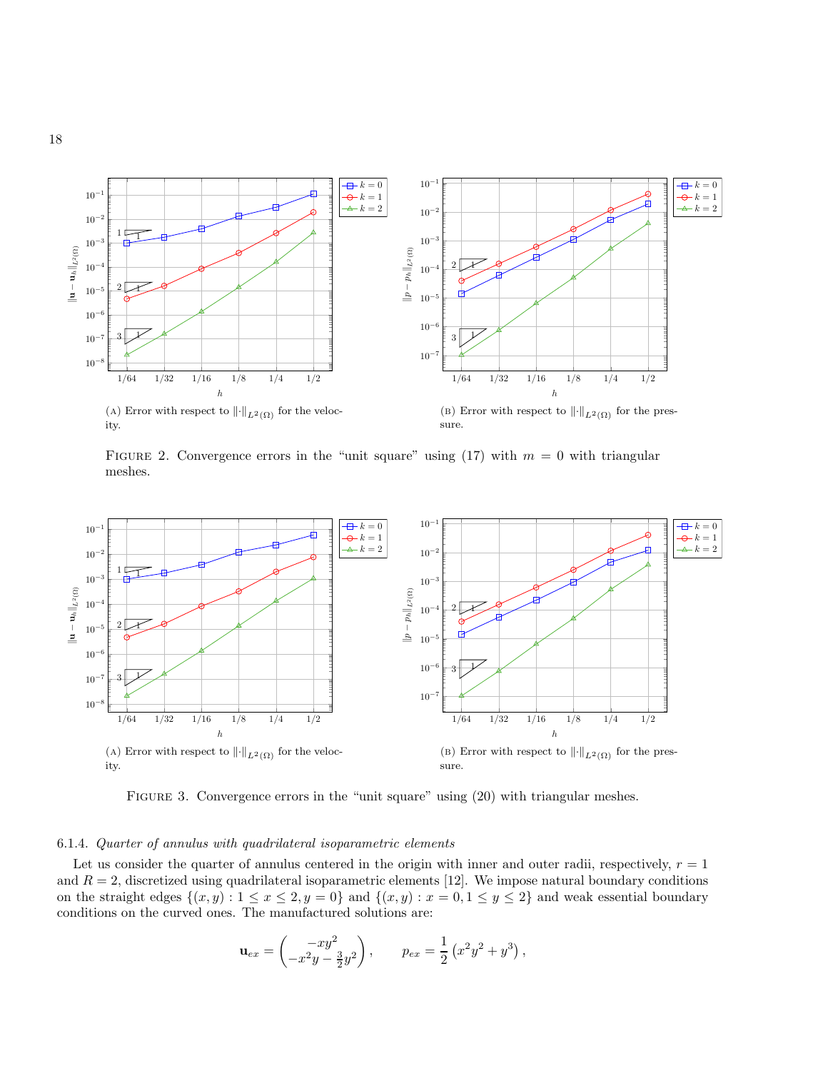(A) Error with respect to $\|\cdot\|_{L^2(\Omega)}$ for the velocity.

(B) Error with respect to $\|\cdot\|_{L^2(\Omega)}$ for the pressure.

FIGURE 2. Convergence errors in the "unit square" using (17) with $m = 0$ with triangular meshes.

(A) Error with respect to $\|\cdot\|_{L^2(\Omega)}$ for the velocity.

(B) Error with respect to $\|\cdot\|_{L^2(\Omega)}$ for the pressure.

FIGURE 3. Convergence errors in the "unit square" using (20) with triangular meshes.

#### 6.1.4. *Quarter of annulus with quadrilateral isoparametric elements*

Let us consider the quarter of annulus centered in the origin with inner and outer radii, respectively, $r = 1$ and $R = 2$, discretized using quadrilateral isoparametric elements [12]. We impose natural boundary conditions on the straight edges $\{(x, y) : 1 \leq x \leq 2, y = 0\}$ and $\{(x, y) : x = 0, 1 \leq y \leq 2\}$ and weak essential boundary conditions on the curved ones. The manufactured solutions are:

$$\mathbf{u}_{ex} = \begin{pmatrix} -xy^2 \\ -x^2y - \frac{3}{2}y^2 \end{pmatrix}, \qquad p_{ex} = \frac{1}{2}\left(x^2y^2 + y^3\right),$$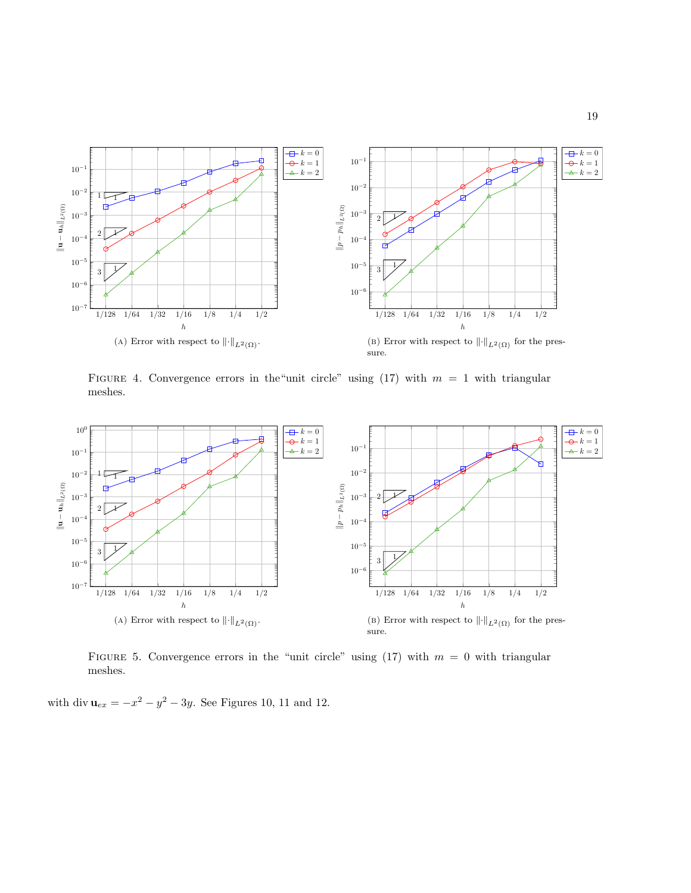(A) Error with respect to $\|\cdot\|_{L^2(\Omega)}$.

(B) Error with respect to $\|\cdot\|_{L^2(\Omega)}$ for the pressure.

Figure 4. Convergence errors in the "unit circle" using (17) with $m = 1$ with triangular meshes.

(A) Error with respect to $\|\cdot\|_{L^2(\Omega)}$.

(B) Error with respect to $\|\cdot\|_{L^2(\Omega)}$ for the pressure.

Figure 5. Convergence errors in the "unit circle" using (17) with $m = 0$ with triangular meshes.

with $\operatorname{div} \mathbf{u}_{ex} = -x^2 - y^2 - 3y$. See Figures 10, 11 and 12.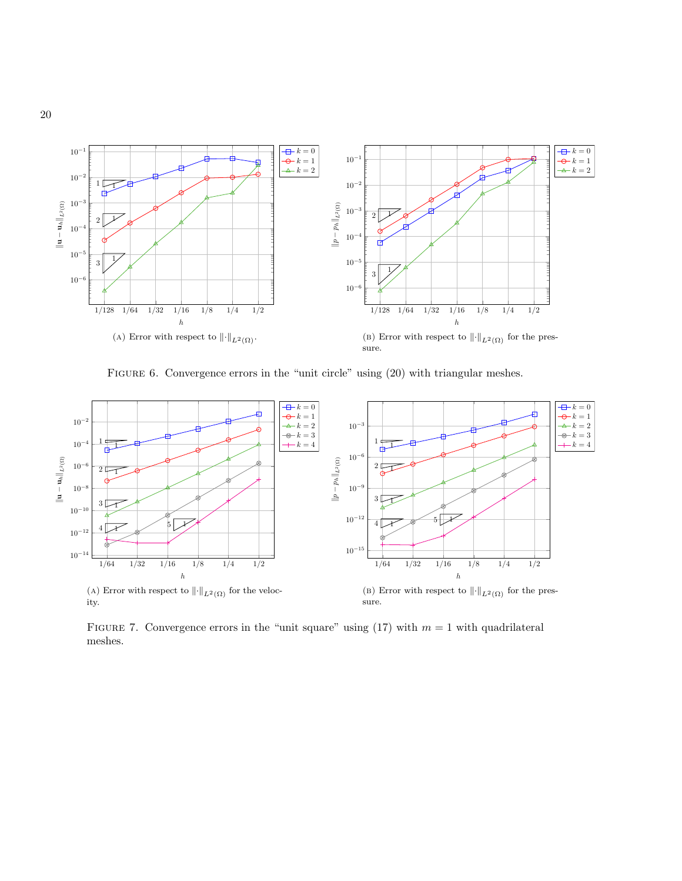(a) Error with respect to $\|\cdot\|_{L^2(\Omega)}$.

(b) Error with respect to $\|\cdot\|_{L^2(\Omega)}$ for the pressure.

Figure 6. Convergence errors in the "unit circle" using (20) with triangular meshes.

(a) Error with respect to $\|\cdot\|_{L^2(\Omega)}$ for the velocity.

(b) Error with respect to $\|\cdot\|_{L^2(\Omega)}$ for the pressure.

Figure 7. Convergence errors in the "unit square" using (17) with $m = 1$ with quadrilateral meshes.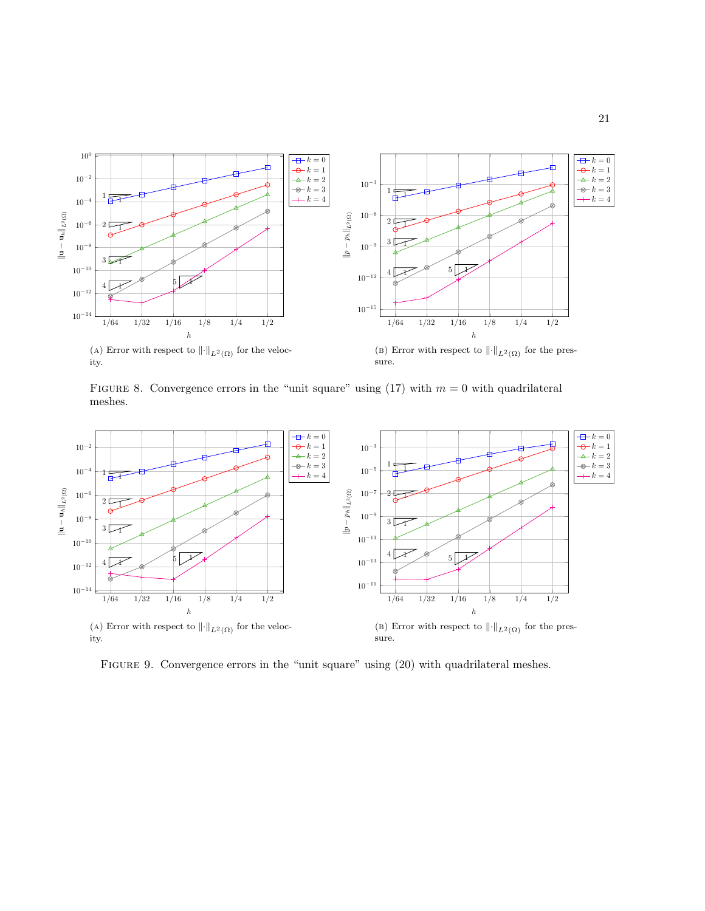(A) Error with respect to $\|\cdot\|_{L^2(\Omega)}$ for the velocity.

(B) Error with respect to $\|\cdot\|_{L^2(\Omega)}$ for the pressure.

FIGURE 8. Convergence errors in the "unit square" using (17) with $m = 0$ with quadrilateral meshes.

(A) Error with respect to $\|\cdot\|_{L^2(\Omega)}$ for the velocity.

(B) Error with respect to $\|\cdot\|_{L^2(\Omega)}$ for the pressure.

FIGURE 9. Convergence errors in the "unit square" using (20) with quadrilateral meshes.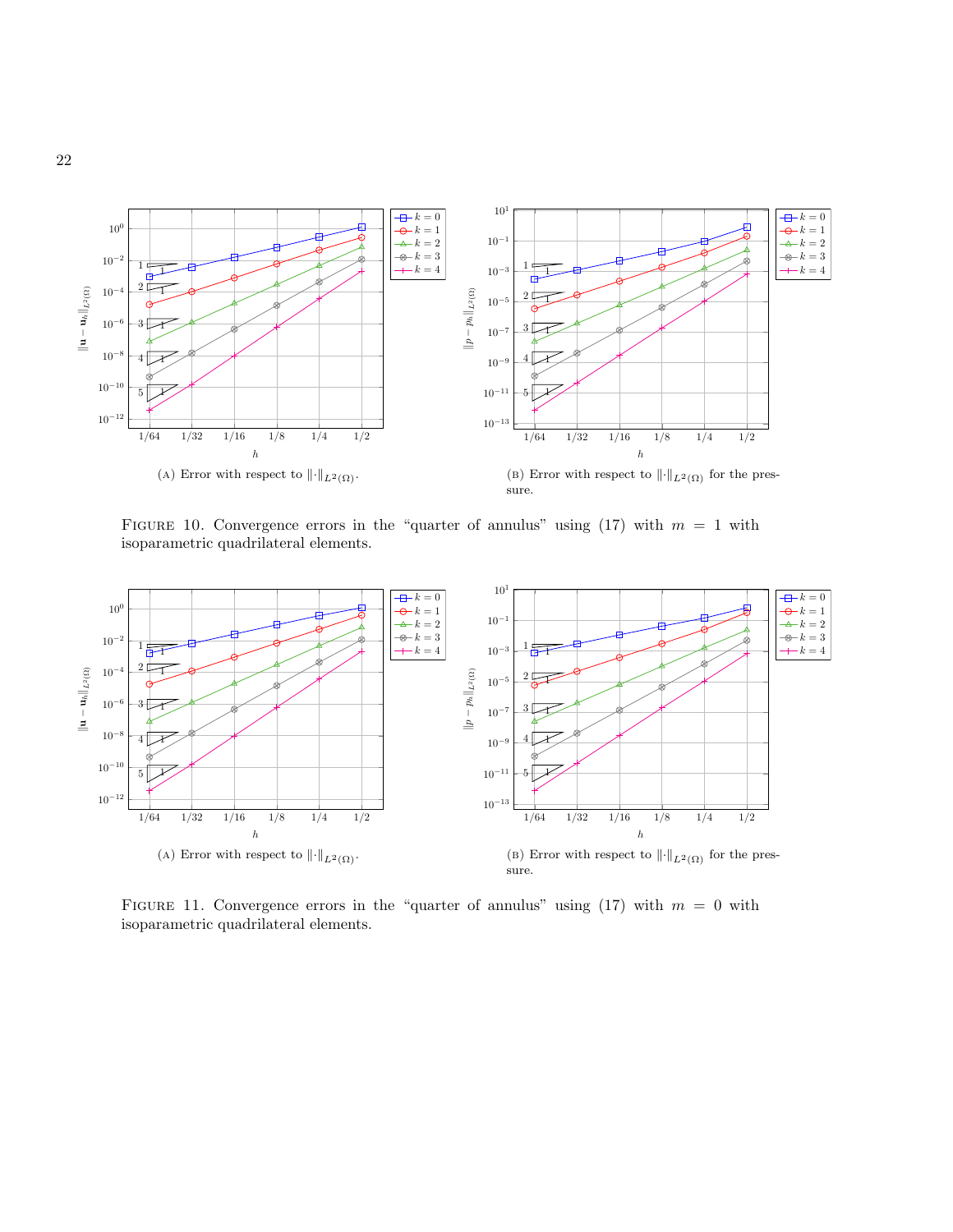(A) Error with respect to $\|\cdot\|_{L^2(\Omega)}$.

(B) Error with respect to $\|\cdot\|_{L^2(\Omega)}$ for the pressure.

FIGURE 10. Convergence errors in the "quarter of annulus" using (17) with $m = 1$ with isoparametric quadrilateral elements.

(A) Error with respect to $\|\cdot\|_{L^2(\Omega)}$.

(B) Error with respect to $\|\cdot\|_{L^2(\Omega)}$ for the pressure.

FIGURE 11. Convergence errors in the "quarter of annulus" using (17) with $m = 0$ with isoparametric quadrilateral elements.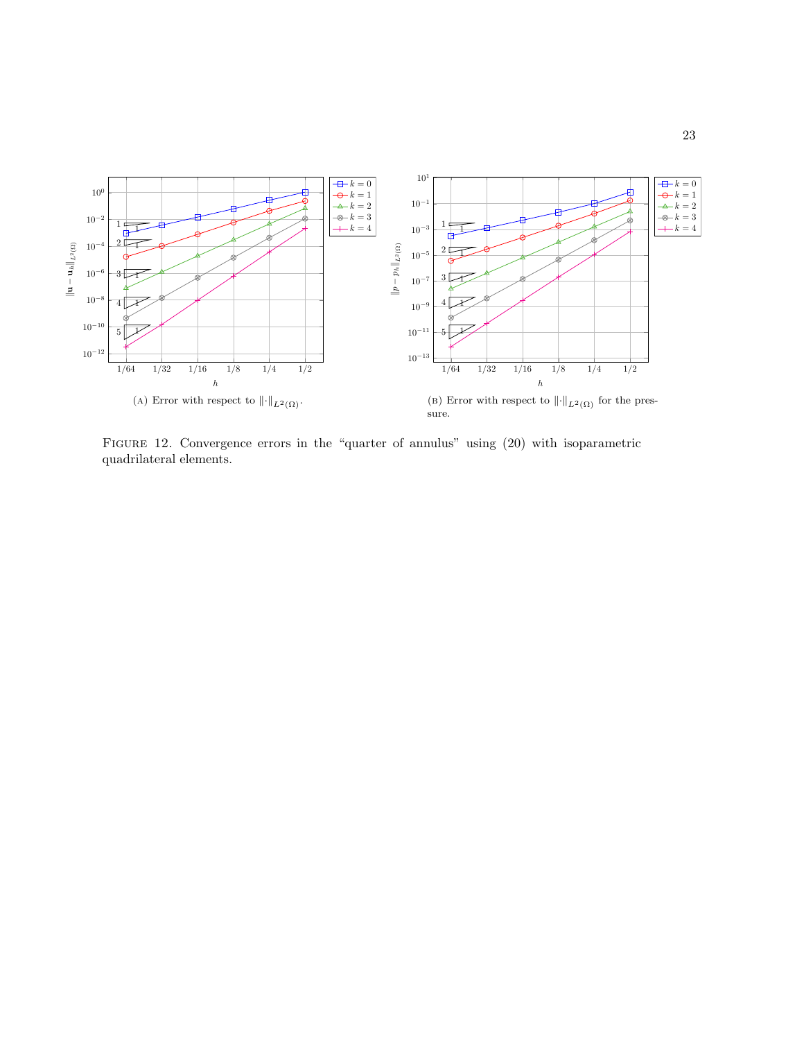(A) Error with respect to $\|\cdot\|_{L^2(\Omega)}$.

(B) Error with respect to $\|\cdot\|_{L^2(\Omega)}$ for the pressure.

FIGURE 12. Convergence errors in the "quarter of annulus" using (20) with isoparametric quadrilateral elements.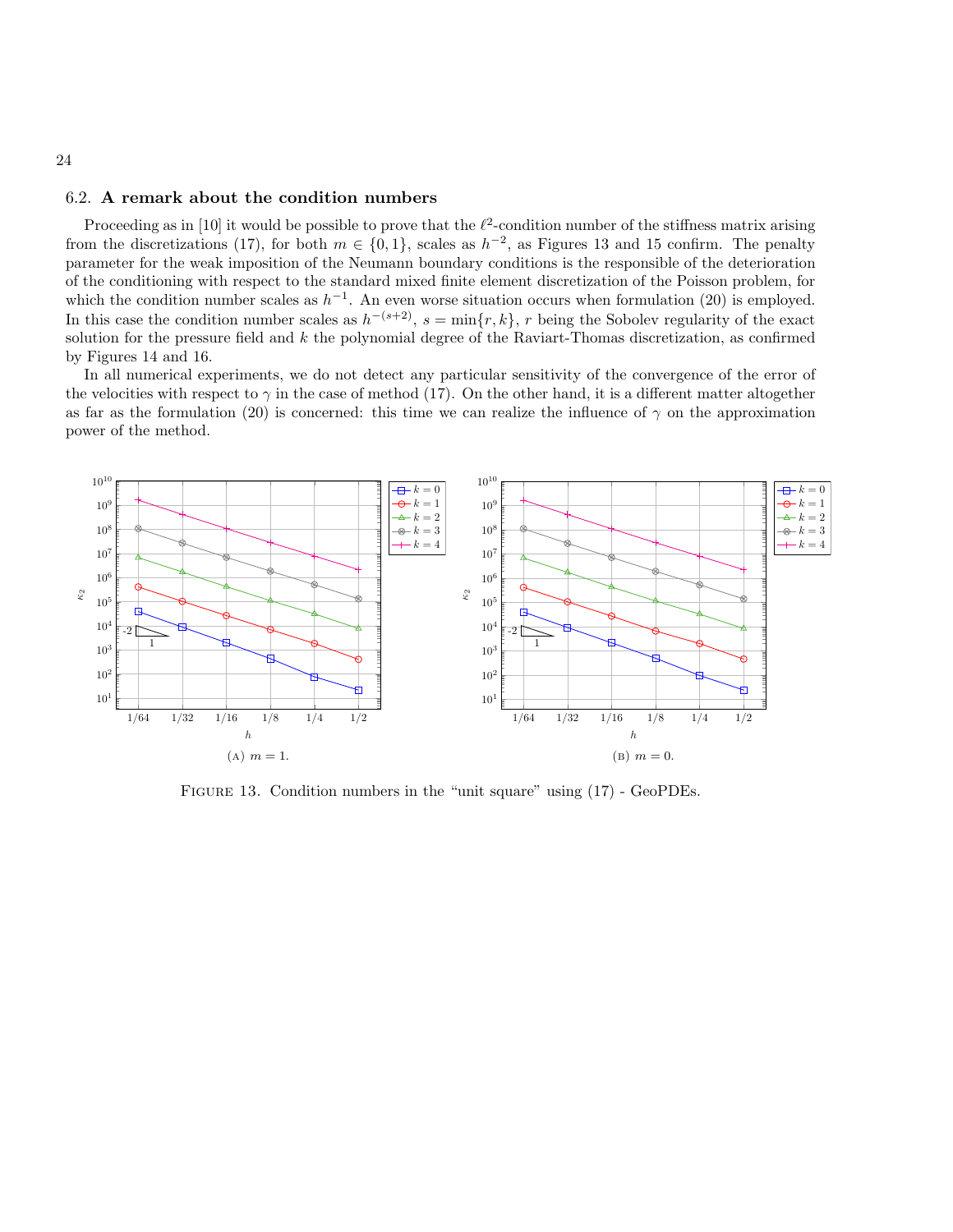### 6.2. **A remark about the condition numbers**

Proceeding as in [10] it would be possible to prove that the $\ell^2$-condition number of the stiffness matrix arising from the discretizations (17), for both $m \in \{0,1\}$, scales as $h^{-2}$, as Figures 13 and 15 confirm. The penalty parameter for the weak imposition of the Neumann boundary conditions is the responsible of the deterioration of the conditioning with respect to the standard mixed finite element discretization of the Poisson problem, for which the condition number scales as $h^{-1}$. An even worse situation occurs when formulation (20) is employed. In this case the condition number scales as $h^{-(s+2)}$, $s = \min\{r, k\}$, $r$ being the Sobolev regularity of the exact solution for the pressure field and $k$ the polynomial degree of the Raviart-Thomas discretization, as confirmed by Figures 14 and 16.

In all numerical experiments, we do not detect any particular sensitivity of the convergence of the error of the velocities with respect to $\gamma$ in the case of method (17). On the other hand, it is a different matter altogether as far as the formulation (20) is concerned: this time we can realize the influence of $\gamma$ on the approximation power of the method.

(A) $m = 1$.

(B) $m = 0$.

FIGURE 13. Condition numbers in the "unit square" using (17) - GeoPDEs.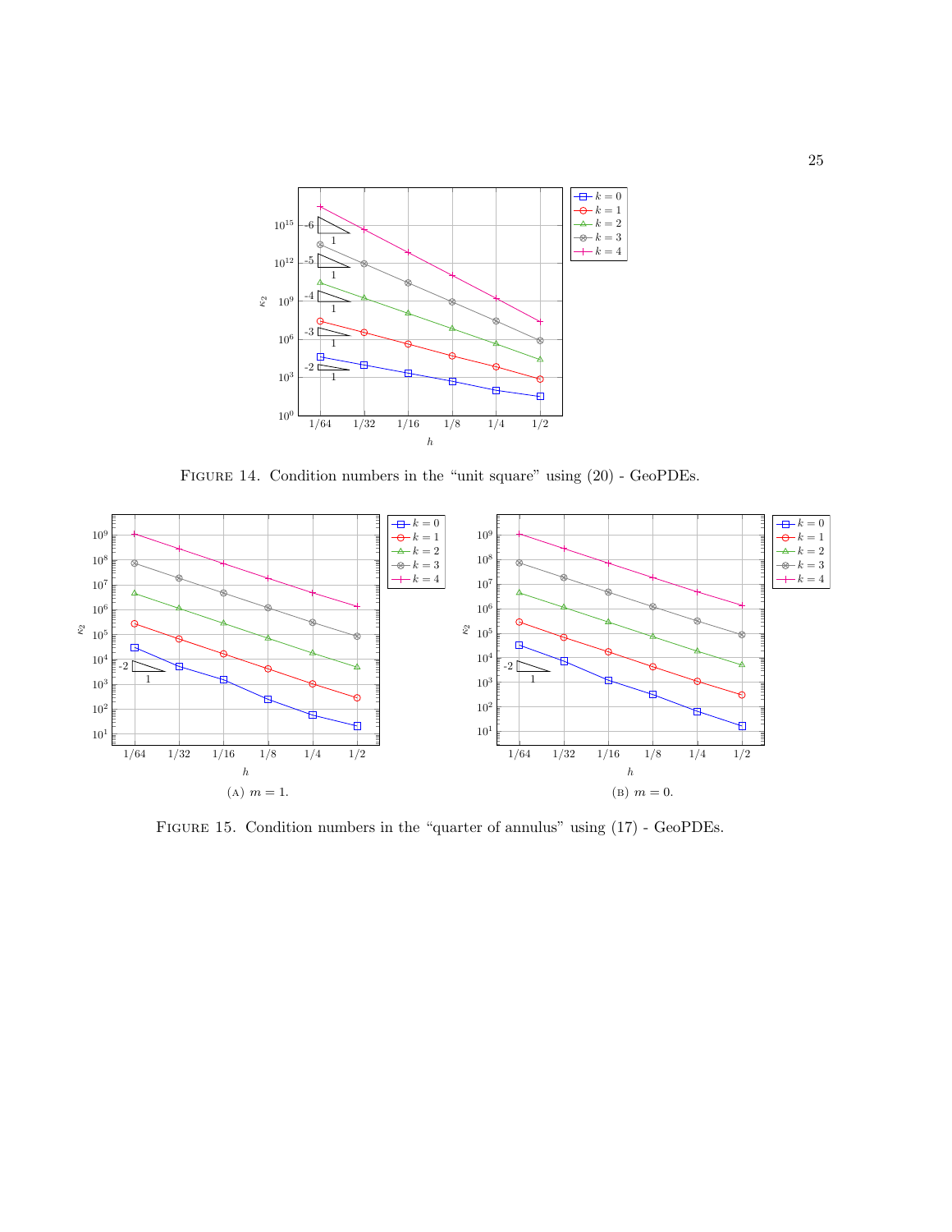FIGURE 14. Condition numbers in the "unit square" using (20) - GeoPDEs.

(A) $m = 1$.

(B) $m = 0$.

FIGURE 15. Condition numbers in the "quarter of annulus" using (17) - GeoPDEs.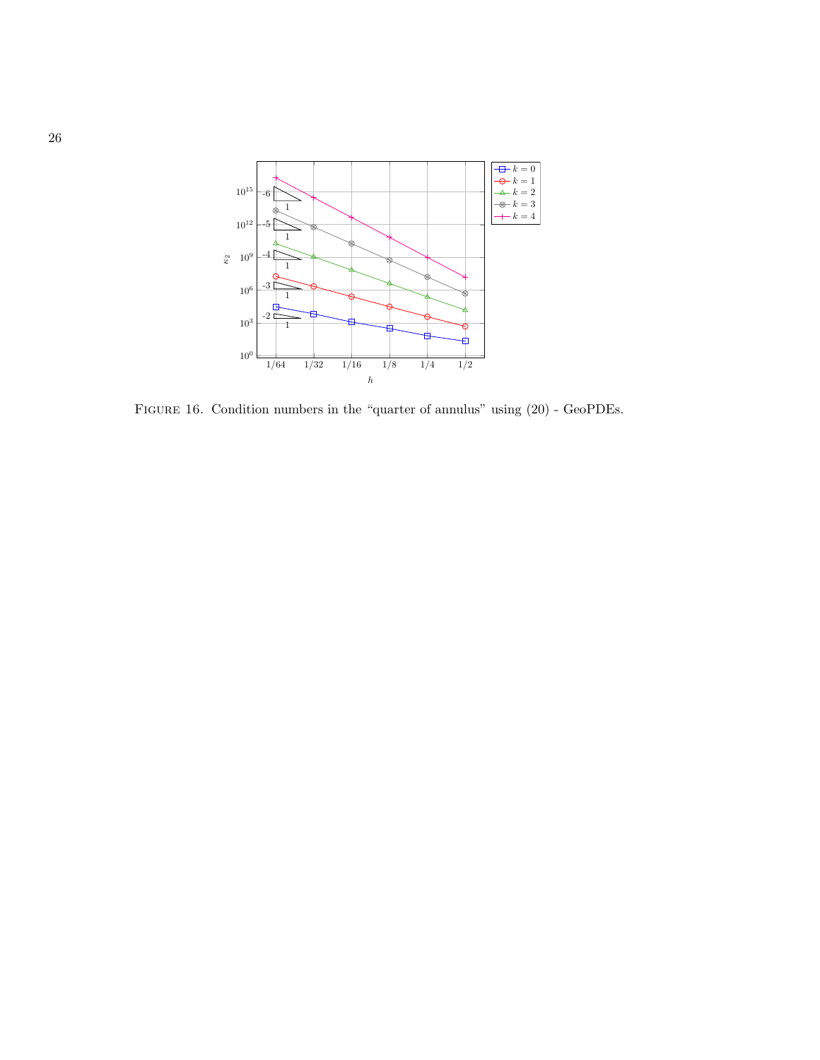FIGURE 16. Condition numbers in the “quarter of annulus” using (20) - GeoPDEs.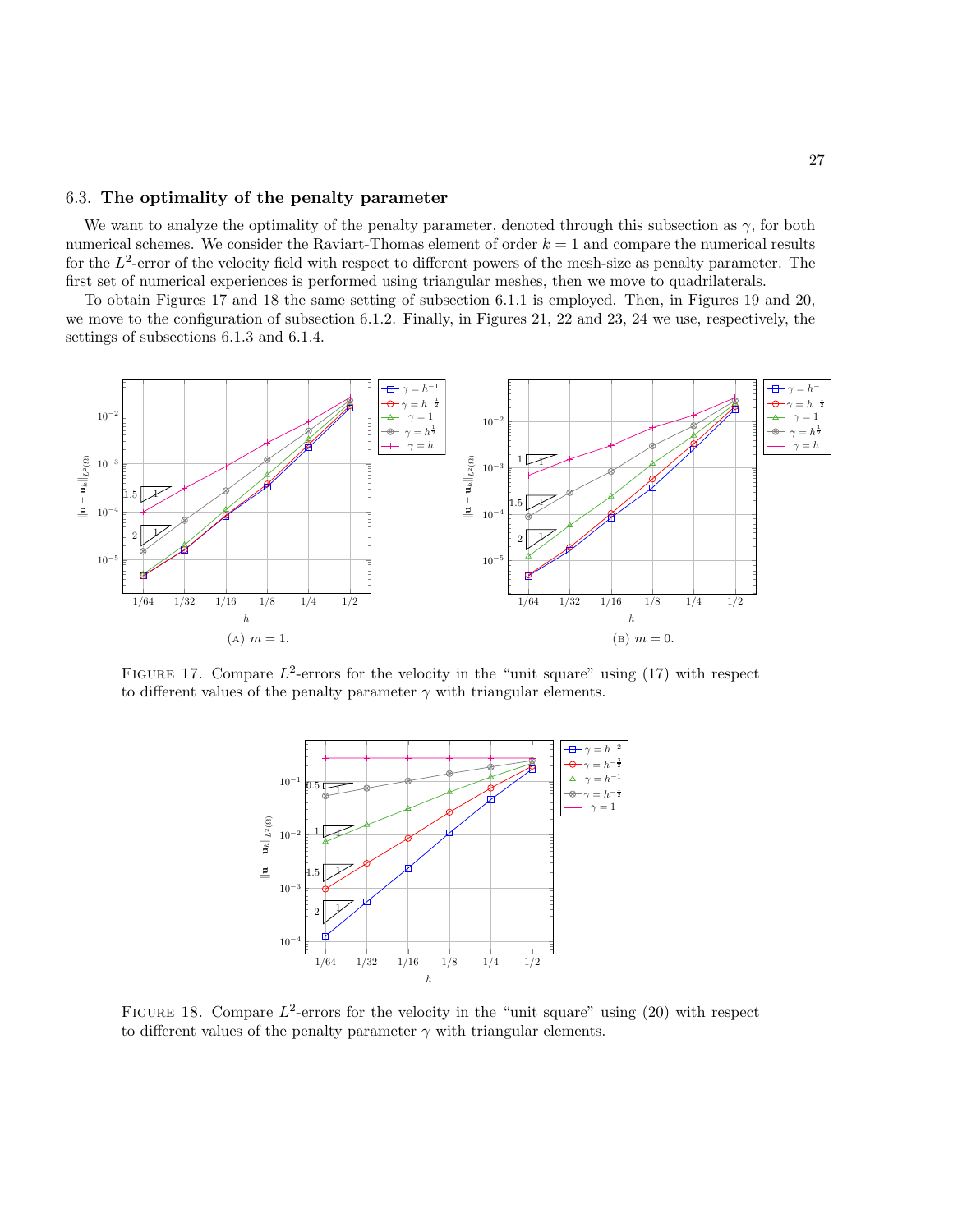### 6.3. **The optimality of the penalty parameter**

We want to analyze the optimality of the penalty parameter, denoted through this subsection as $\gamma$, for both numerical schemes. We consider the Raviart-Thomas element of order $k = 1$ and compare the numerical results for the $L^2$-error of the velocity field with respect to different powers of the mesh-size as penalty parameter. The first set of numerical experiences is performed using triangular meshes, then we move to quadrilaterals.

To obtain Figures 17 and 18 the same setting of subsection 6.1.1 is employed. Then, in Figures 19 and 20, we move to the configuration of subsection 6.1.2. Finally, in Figures 21, 22 and 23, 24 we use, respectively, the settings of subsections 6.1.3 and 6.1.4.

(A) $m = 1$.

(B) $m = 0$.

FIGURE 17. Compare $L^2$-errors for the velocity in the "unit square" using (17) with respect to different values of the penalty parameter $\gamma$ with triangular elements.

FIGURE 18. Compare $L^2$-errors for the velocity in the "unit square" using (20) with respect to different values of the penalty parameter $\gamma$ with triangular elements.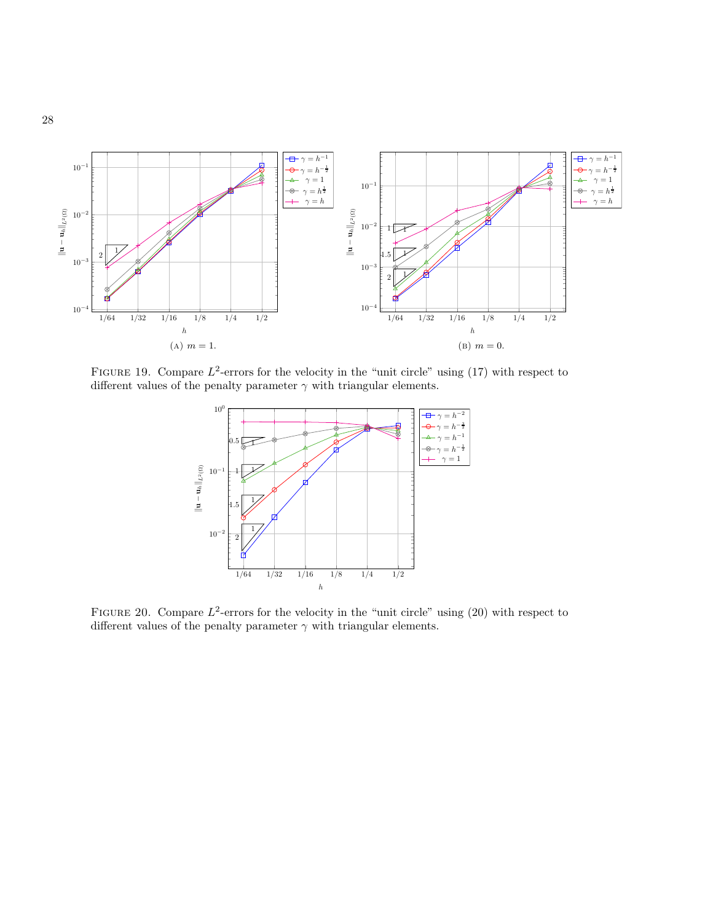(A) $m = 1$.

(B) $m = 0$.

FIGURE 19. Compare $L^2$-errors for the velocity in the "unit circle" using (17) with respect to different values of the penalty parameter $\gamma$ with triangular elements.

FIGURE 20. Compare $L^2$-errors for the velocity in the "unit circle" using (20) with respect to different values of the penalty parameter $\gamma$ with triangular elements.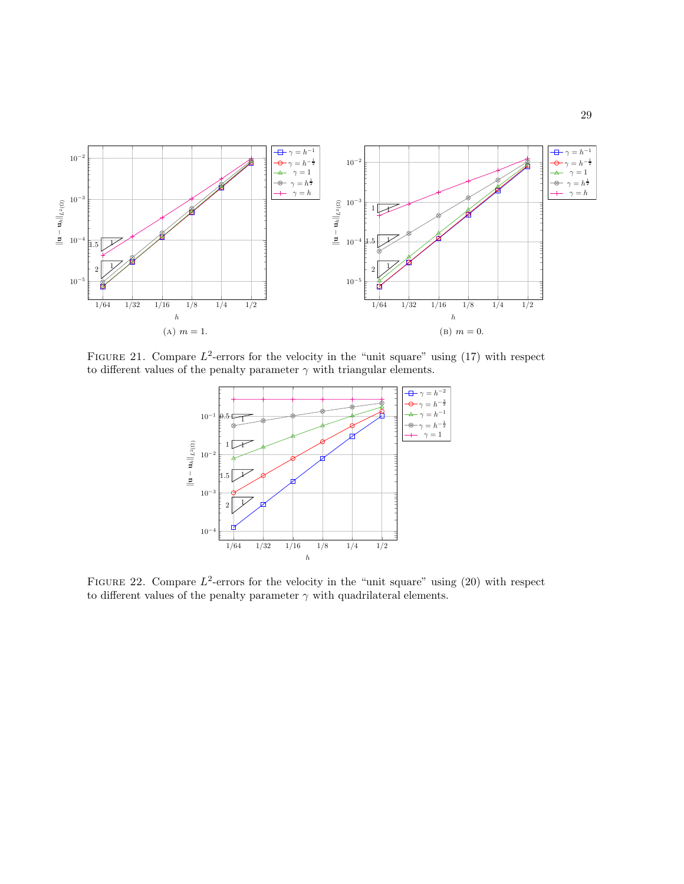(A) $m = 1$.

(B) $m = 0$.

Figure 21. Compare $L^2$-errors for the velocity in the "unit square" using (17) with respect to different values of the penalty parameter $\gamma$ with triangular elements.

Figure 22. Compare $L^2$-errors for the velocity in the "unit square" using (20) with respect to different values of the penalty parameter $\gamma$ with quadrilateral elements.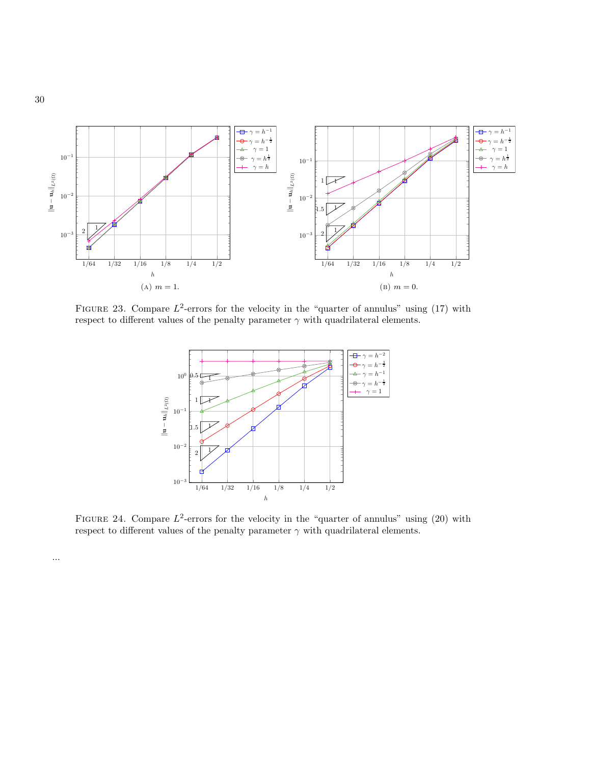(A) $m = 1$.

(B) $m = 0$.

FIGURE 23. Compare $L^2$-errors for the velocity in the "quarter of annulus" using (17) with respect to different values of the penalty parameter $\gamma$ with quadrilateral elements.

FIGURE 24. Compare $L^2$-errors for the velocity in the "quarter of annulus" using (20) with respect to different values of the penalty parameter $\gamma$ with quadrilateral elements.

...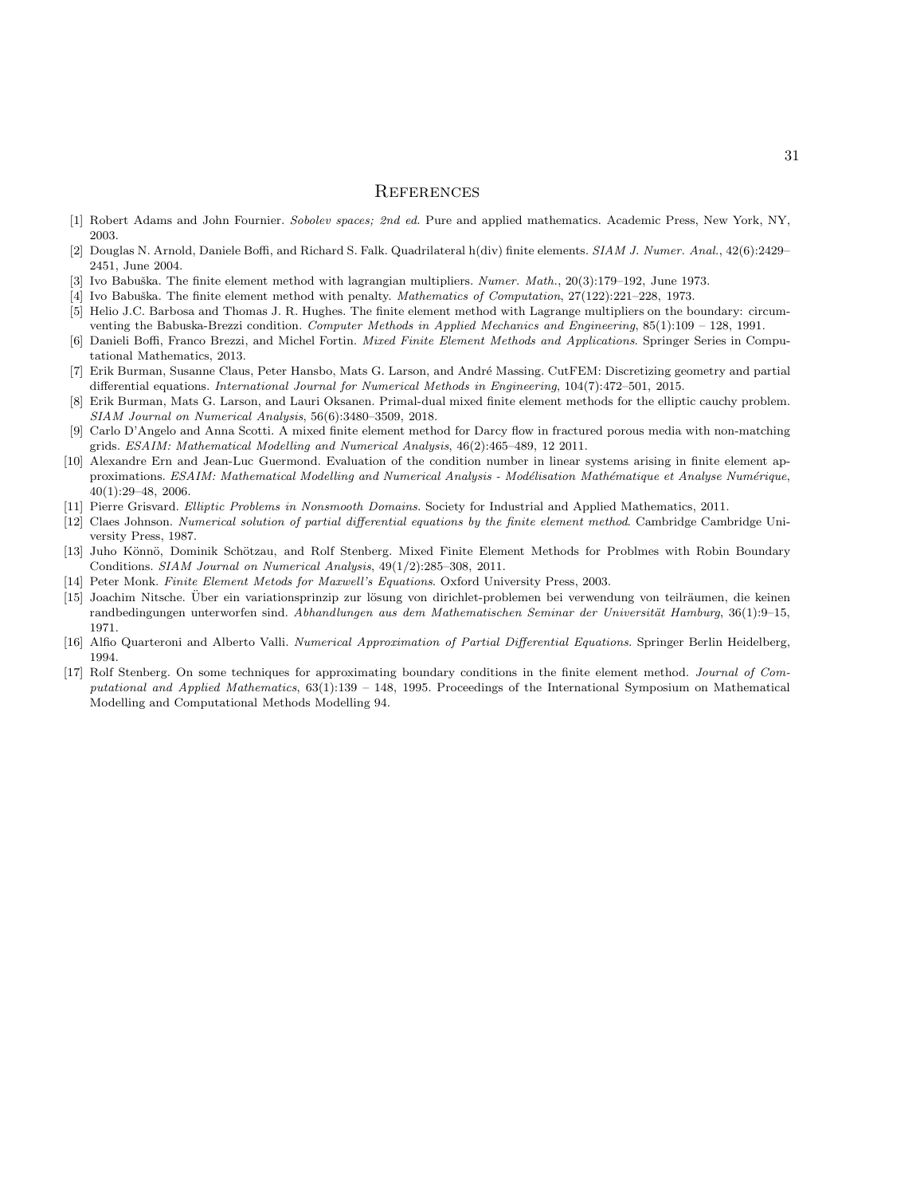# References

[1] Robert Adams and John Fournier. *Sobolev spaces; 2nd ed.* Pure and applied mathematics. Academic Press, New York, NY, 2003.

[2] Douglas N. Arnold, Daniele Boffi, and Richard S. Falk. Quadrilateral h(div) finite elements. *SIAM J. Numer. Anal.*, 42(6):2429–2451, June 2004.

[3] Ivo Babuška. The finite element method with lagrangian multipliers. *Numer. Math.*, 20(3):179–192, June 1973.

[4] Ivo Babuška. The finite element method with penalty. *Mathematics of Computation*, 27(122):221–228, 1973.

[5] Helio J.C. Barbosa and Thomas J. R. Hughes. The finite element method with Lagrange multipliers on the boundary: circumventing the Babuska-Brezzi condition. *Computer Methods in Applied Mechanics and Engineering*, 85(1):109 – 128, 1991.

[6] Danieli Boffi, Franco Brezzi, and Michel Fortin. *Mixed Finite Element Methods and Applications*. Springer Series in Computational Mathematics, 2013.

[7] Erik Burman, Susanne Claus, Peter Hansbo, Mats G. Larson, and André Massing. CutFEM: Discretizing geometry and partial differential equations. *International Journal for Numerical Methods in Engineering*, 104(7):472–501, 2015.

[8] Erik Burman, Mats G. Larson, and Lauri Oksanen. Primal-dual mixed finite element methods for the elliptic cauchy problem. *SIAM Journal on Numerical Analysis*, 56(6):3480–3509, 2018.

[9] Carlo D'Angelo and Anna Scotti. A mixed finite element method for Darcy flow in fractured porous media with non-matching grids. *ESAIM: Mathematical Modelling and Numerical Analysis*, 46(2):465–489, 12 2011.

[10] Alexandre Ern and Jean-Luc Guermond. Evaluation of the condition number in linear systems arising in finite element approximations. *ESAIM: Mathematical Modelling and Numerical Analysis - Modélisation Mathématique et Analyse Numérique*, 40(1):29–48, 2006.

[11] Pierre Grisvard. *Elliptic Problems in Nonsmooth Domains*. Society for Industrial and Applied Mathematics, 2011.

[12] Claes Johnson. *Numerical solution of partial differential equations by the finite element method*. Cambridge Cambridge University Press, 1987.

[13] Juho Könnö, Dominik Schötzau, and Rolf Stenberg. Mixed Finite Element Methods for Problmes with Robin Boundary Conditions. *SIAM Journal on Numerical Analysis*, 49(1/2):285–308, 2011.

[14] Peter Monk. *Finite Element Metods for Maxwell's Equations*. Oxford University Press, 2003.

[15] Joachim Nitsche. Über ein variationsprinzip zur lösung von dirichlet-problemen bei verwendung von teilräumen, die keinen randbedingungen unterworfen sind. *Abhandlungen aus dem Mathematischen Seminar der Universität Hamburg*, 36(1):9–15, 1971.

[16] Alfio Quarteroni and Alberto Valli. *Numerical Approximation of Partial Differential Equations*. Springer Berlin Heidelberg, 1994.

[17] Rolf Stenberg. On some techniques for approximating boundary conditions in the finite element method. *Journal of Computational and Applied Mathematics*, 63(1):139 – 148, 1995. Proceedings of the International Symposium on Mathematical Modelling and Computational Methods Modelling 94.